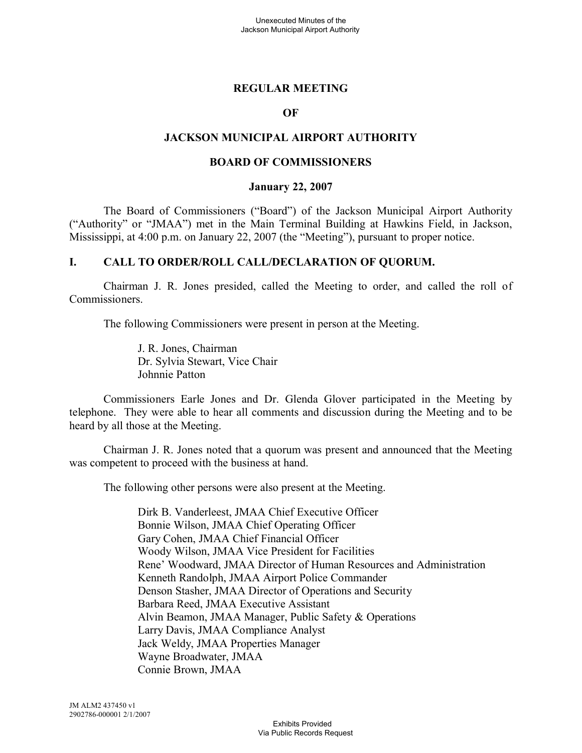# REGULAR MEETING

# OF

# JACKSON MUNICIPAL AIRPORT AUTHORITY

# BOARD OF COMMISSIONERS

**January 22, 2007**

The Board of Commissioners ("Board") of the Jackson Municipal Airport Authority ("Authority" or "JMAA") met in the Main Terminal Building at Hawkins Field, in Jackson, Mississippi, at 4:00 p.m. on January 22, 2007 (the "Meeting"), pursuant to proper notice.

## I. CALL TO ORDER/ROLL CALL/DECLARATION OF QUORUM.

Chairman J. R. Jones presided, called the Meeting to order, and called the roll of Commissioners.

The following Commissioners were present in person at the Meeting.

J. R. Jones, Chairman
Dr. Sylvia Stewart, Vice Chair
Johnnie Patton

Commissioners Earle Jones and Dr. Glenda Glover participated in the Meeting by telephone. They were able to hear all comments and discussion during the Meeting and to be heard by all those at the Meeting.

Chairman J. R. Jones noted that a quorum was present and announced that the Meeting was competent to proceed with the business at hand.

The following other persons were also present at the Meeting.

Dirk B. Vanderleest, JMAA Chief Executive Officer
Bonnie Wilson, JMAA Chief Operating Officer
Gary Cohen, JMAA Chief Financial Officer
Woody Wilson, JMAA Vice President for Facilities
Rene' Woodward, JMAA Director of Human Resources and Administration
Kenneth Randolph, JMAA Airport Police Commander
Denson Stasher, JMAA Director of Operations and Security
Barbara Reed, JMAA Executive Assistant
Alvin Beamon, JMAA Manager, Public Safety & Operations
Larry Davis, JMAA Compliance Analyst
Jack Weldy, JMAA Properties Manager
Wayne Broadwater, JMAA
Connie Brown, JMAA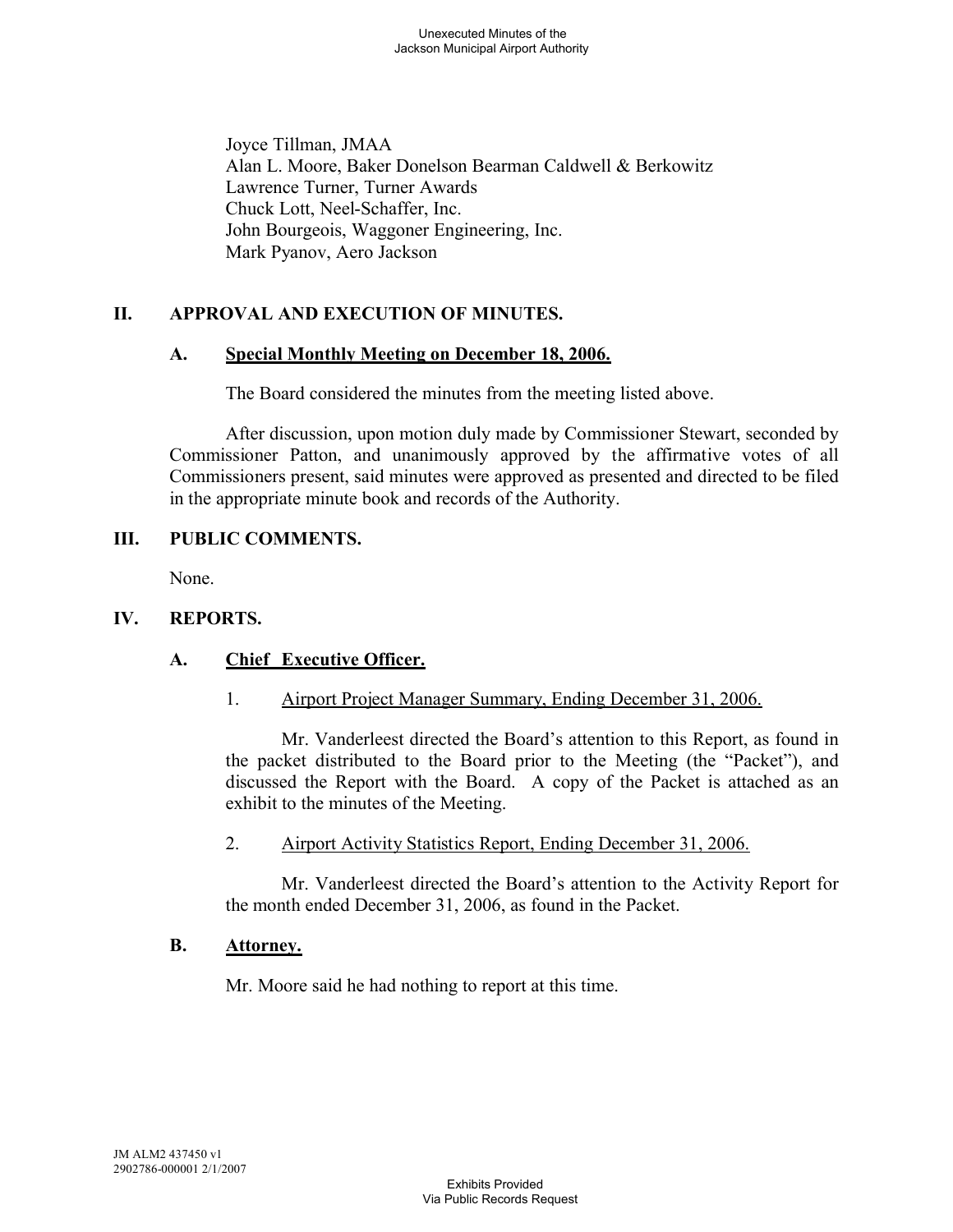Joyce Tillman, JMAA
Alan L. Moore, Baker Donelson Bearman Caldwell & Berkowitz
Lawrence Turner, Turner Awards
Chuck Lott, Neel-Schaffer, Inc.
John Bourgeois, Waggoner Engineering, Inc.
Mark Pyanov, Aero Jackson

## II. APPROVAL AND EXECUTION OF MINUTES.

### A. Special Monthly Meeting on December 18, 2006.

The Board considered the minutes from the meeting listed above.

After discussion, upon motion duly made by Commissioner Stewart, seconded by Commissioner Patton, and unanimously approved by the affirmative votes of all Commissioners present, said minutes were approved as presented and directed to be filed in the appropriate minute book and records of the Authority.

## III. PUBLIC COMMENTS.

None.

## IV. REPORTS.

### A. Chief Executive Officer.

1. Airport Project Manager Summary, Ending December 31, 2006.

Mr. Vanderleest directed the Board's attention to this Report, as found in the packet distributed to the Board prior to the Meeting (the "Packet"), and discussed the Report with the Board. A copy of the Packet is attached as an exhibit to the minutes of the Meeting.

2. Airport Activity Statistics Report, Ending December 31, 2006.

Mr. Vanderleest directed the Board's attention to the Activity Report for the month ended December 31, 2006, as found in the Packet.

### B. Attorney.

Mr. Moore said he had nothing to report at this time.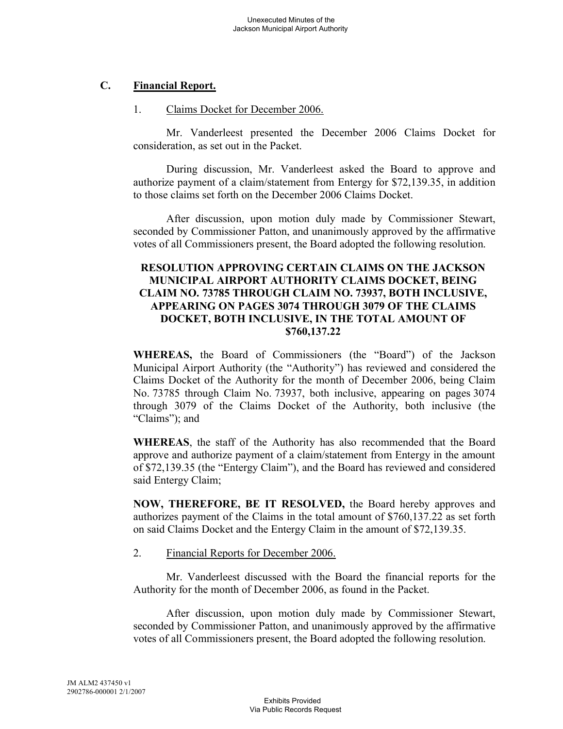## C. Financial Report.

1. Claims Docket for December 2006.

Mr. Vanderleest presented the December 2006 Claims Docket for consideration, as set out in the Packet.

During discussion, Mr. Vanderleest asked the Board to approve and authorize payment of a claim/statement from Entergy for $72,139.35, in addition to those claims set forth on the December 2006 Claims Docket.

After discussion, upon motion duly made by Commissioner Stewart, seconded by Commissioner Patton, and unanimously approved by the affirmative votes of all Commissioners present, the Board adopted the following resolution.

**RESOLUTION APPROVING CERTAIN CLAIMS ON THE JACKSON MUNICIPAL AIRPORT AUTHORITY CLAIMS DOCKET, BEING CLAIM NO. 73785 THROUGH CLAIM NO. 73937, BOTH INCLUSIVE, APPEARING ON PAGES 3074 THROUGH 3079 OF THE CLAIMS DOCKET, BOTH INCLUSIVE, IN THE TOTAL AMOUNT OF $760,137.22**

**WHEREAS,** the Board of Commissioners (the "Board") of the Jackson Municipal Airport Authority (the "Authority") has reviewed and considered the Claims Docket of the Authority for the month of December 2006, being Claim No. 73785 through Claim No. 73937, both inclusive, appearing on pages 3074 through 3079 of the Claims Docket of the Authority, both inclusive (the "Claims"); and

**WHEREAS**, the staff of the Authority has also recommended that the Board approve and authorize payment of a claim/statement from Entergy in the amount of $72,139.35 (the "Entergy Claim"), and the Board has reviewed and considered said Entergy Claim;

**NOW, THEREFORE, BE IT RESOLVED,** the Board hereby approves and authorizes payment of the Claims in the total amount of $760,137.22 as set forth on said Claims Docket and the Entergy Claim in the amount of $72,139.35.

2. Financial Reports for December 2006.

Mr. Vanderleest discussed with the Board the financial reports for the Authority for the month of December 2006, as found in the Packet.

After discussion, upon motion duly made by Commissioner Stewart, seconded by Commissioner Patton, and unanimously approved by the affirmative votes of all Commissioners present, the Board adopted the following resolution.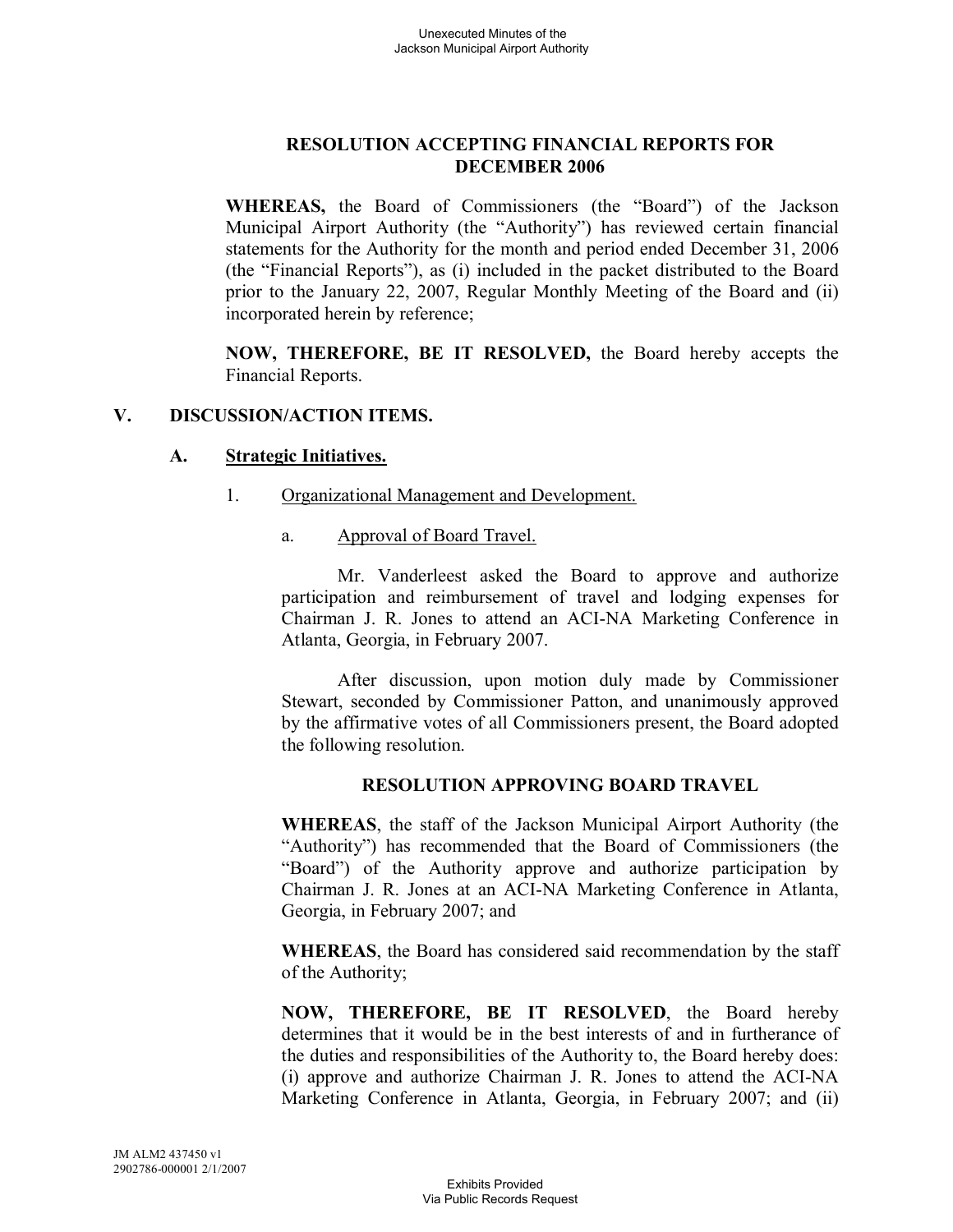**RESOLUTION ACCEPTING FINANCIAL REPORTS FOR DECEMBER 2006**

**WHEREAS,** the Board of Commissioners (the "Board") of the Jackson Municipal Airport Authority (the "Authority") has reviewed certain financial statements for the Authority for the month and period ended December 31, 2006 (the "Financial Reports"), as (i) included in the packet distributed to the Board prior to the January 22, 2007, Regular Monthly Meeting of the Board and (ii) incorporated herein by reference;

**NOW, THEREFORE, BE IT RESOLVED,** the Board hereby accepts the Financial Reports.

## V. DISCUSSION/ACTION ITEMS.

### A. Strategic Initiatives.

1. Organizational Management and Development.

   a. Approval of Board Travel.

   Mr. Vanderleest asked the Board to approve and authorize participation and reimbursement of travel and lodging expenses for Chairman J. R. Jones to attend an ACI-NA Marketing Conference in Atlanta, Georgia, in February 2007.

   After discussion, upon motion duly made by Commissioner Stewart, seconded by Commissioner Patton, and unanimously approved by the affirmative votes of all Commissioners present, the Board adopted the following resolution.

**RESOLUTION APPROVING BOARD TRAVEL**

**WHEREAS**, the staff of the Jackson Municipal Airport Authority (the "Authority") has recommended that the Board of Commissioners (the "Board") of the Authority approve and authorize participation by Chairman J. R. Jones at an ACI-NA Marketing Conference in Atlanta, Georgia, in February 2007; and

**WHEREAS**, the Board has considered said recommendation by the staff of the Authority;

**NOW, THEREFORE, BE IT RESOLVED**, the Board hereby determines that it would be in the best interests of and in furtherance of the duties and responsibilities of the Authority to, the Board hereby does: (i) approve and authorize Chairman J. R. Jones to attend the ACI-NA Marketing Conference in Atlanta, Georgia, in February 2007; and (ii)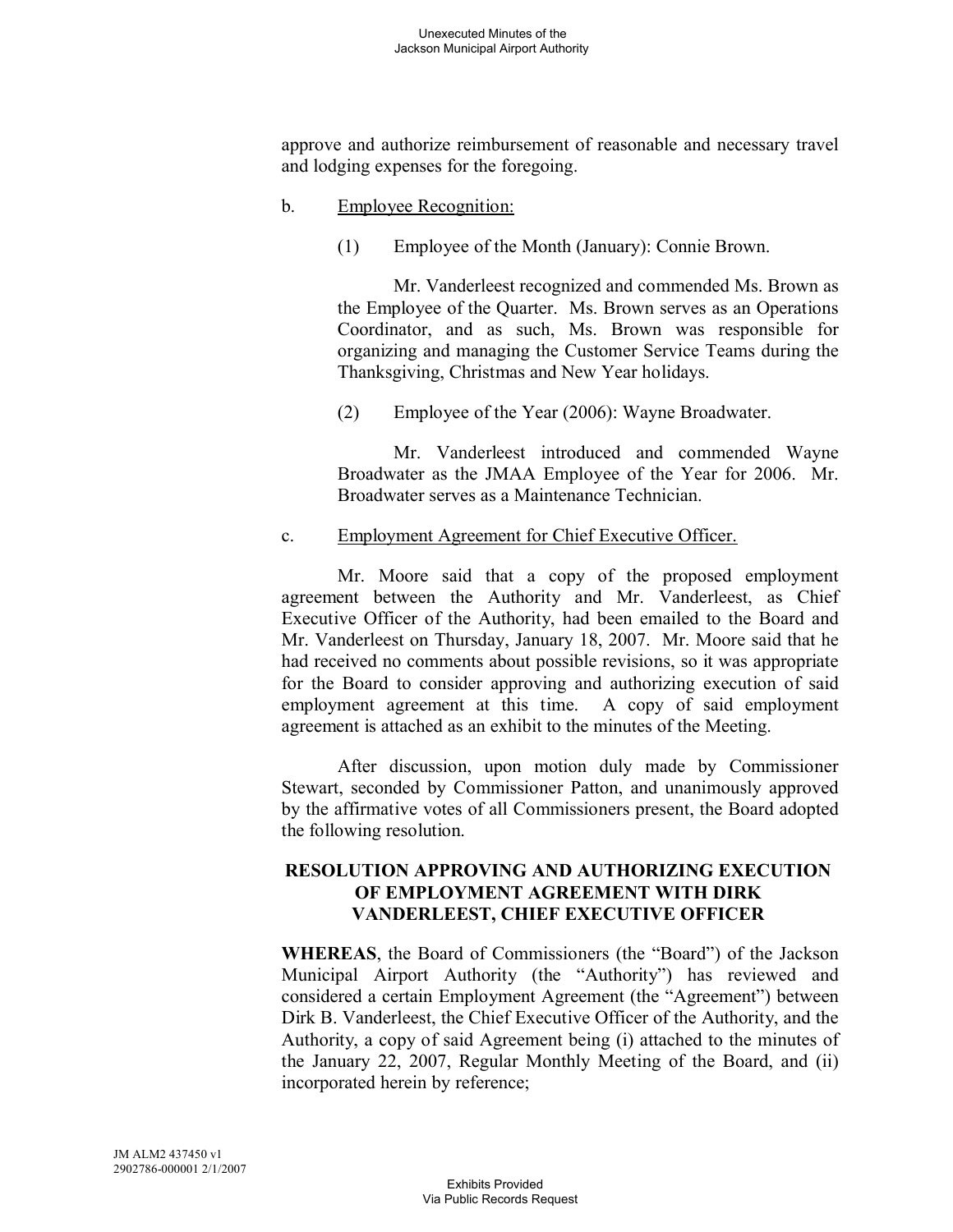approve and authorize reimbursement of reasonable and necessary travel and lodging expenses for the foregoing.

b. Employee Recognition:

(1) Employee of the Month (January): Connie Brown.

Mr. Vanderleest recognized and commended Ms. Brown as the Employee of the Quarter. Ms. Brown serves as an Operations Coordinator, and as such, Ms. Brown was responsible for organizing and managing the Customer Service Teams during the Thanksgiving, Christmas and New Year holidays.

(2) Employee of the Year (2006): Wayne Broadwater.

Mr. Vanderleest introduced and commended Wayne Broadwater as the JMAA Employee of the Year for 2006. Mr. Broadwater serves as a Maintenance Technician.

c. Employment Agreement for Chief Executive Officer.

Mr. Moore said that a copy of the proposed employment agreement between the Authority and Mr. Vanderleest, as Chief Executive Officer of the Authority, had been emailed to the Board and Mr. Vanderleest on Thursday, January 18, 2007. Mr. Moore said that he had received no comments about possible revisions, so it was appropriate for the Board to consider approving and authorizing execution of said employment agreement at this time. A copy of said employment agreement is attached as an exhibit to the minutes of the Meeting.

After discussion, upon motion duly made by Commissioner Stewart, seconded by Commissioner Patton, and unanimously approved by the affirmative votes of all Commissioners present, the Board adopted the following resolution.

**RESOLUTION APPROVING AND AUTHORIZING EXECUTION OF EMPLOYMENT AGREEMENT WITH DIRK VANDERLEEST, CHIEF EXECUTIVE OFFICER**

**WHEREAS**, the Board of Commissioners (the "Board") of the Jackson Municipal Airport Authority (the "Authority") has reviewed and considered a certain Employment Agreement (the "Agreement") between Dirk B. Vanderleest, the Chief Executive Officer of the Authority, and the Authority, a copy of said Agreement being (i) attached to the minutes of the January 22, 2007, Regular Monthly Meeting of the Board, and (ii) incorporated herein by reference;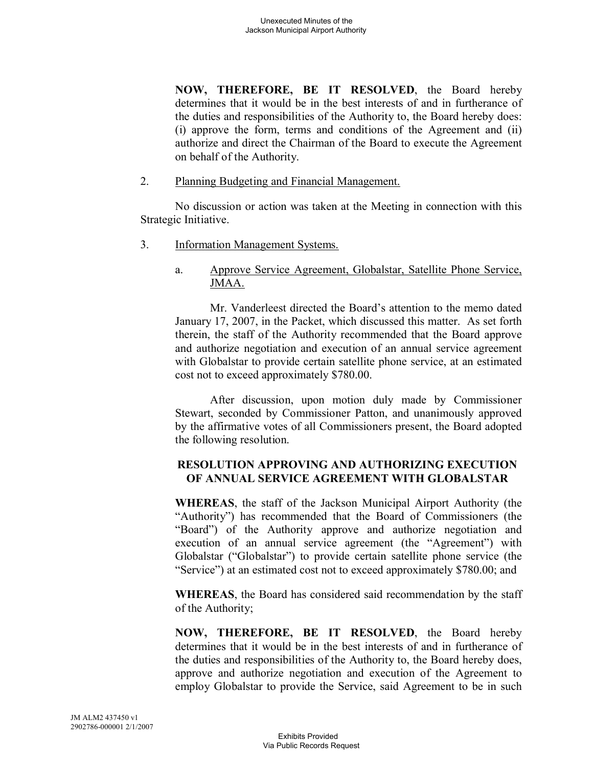**NOW, THEREFORE, BE IT RESOLVED**, the Board hereby determines that it would be in the best interests of and in furtherance of the duties and responsibilities of the Authority to, the Board hereby does: (i) approve the form, terms and conditions of the Agreement and (ii) authorize and direct the Chairman of the Board to execute the Agreement on behalf of the Authority.

2. Planning Budgeting and Financial Management.

No discussion or action was taken at the Meeting in connection with this Strategic Initiative.

3. Information Management Systems.

a. Approve Service Agreement, Globalstar, Satellite Phone Service, JMAA.

Mr. Vanderleest directed the Board's attention to the memo dated January 17, 2007, in the Packet, which discussed this matter. As set forth therein, the staff of the Authority recommended that the Board approve and authorize negotiation and execution of an annual service agreement with Globalstar to provide certain satellite phone service, at an estimated cost not to exceed approximately $780.00.

After discussion, upon motion duly made by Commissioner Stewart, seconded by Commissioner Patton, and unanimously approved by the affirmative votes of all Commissioners present, the Board adopted the following resolution.

**RESOLUTION APPROVING AND AUTHORIZING EXECUTION OF ANNUAL SERVICE AGREEMENT WITH GLOBALSTAR**

**WHEREAS**, the staff of the Jackson Municipal Airport Authority (the "Authority") has recommended that the Board of Commissioners (the "Board") of the Authority approve and authorize negotiation and execution of an annual service agreement (the "Agreement") with Globalstar ("Globalstar") to provide certain satellite phone service (the "Service") at an estimated cost not to exceed approximately $780.00; and

**WHEREAS**, the Board has considered said recommendation by the staff of the Authority;

**NOW, THEREFORE, BE IT RESOLVED**, the Board hereby determines that it would be in the best interests of and in furtherance of the duties and responsibilities of the Authority to, the Board hereby does, approve and authorize negotiation and execution of the Agreement to employ Globalstar to provide the Service, said Agreement to be in such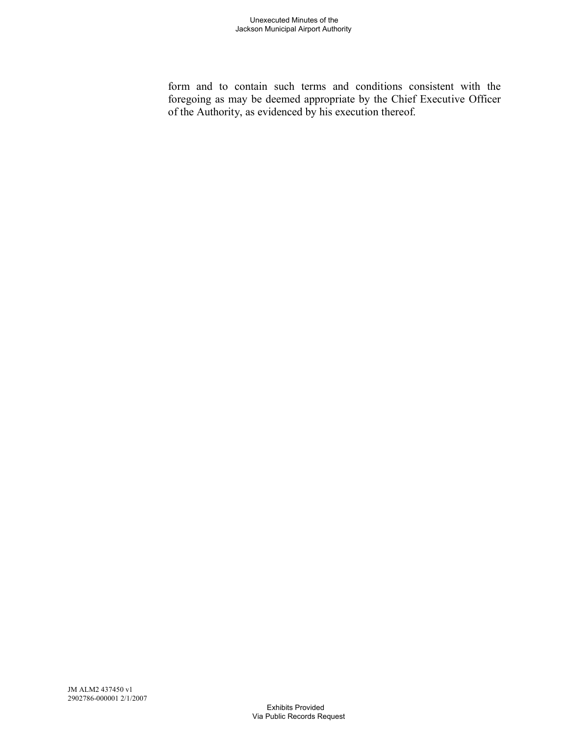form and to contain such terms and conditions consistent with the foregoing as may be deemed appropriate by the Chief Executive Officer of the Authority, as evidenced by his execution thereof.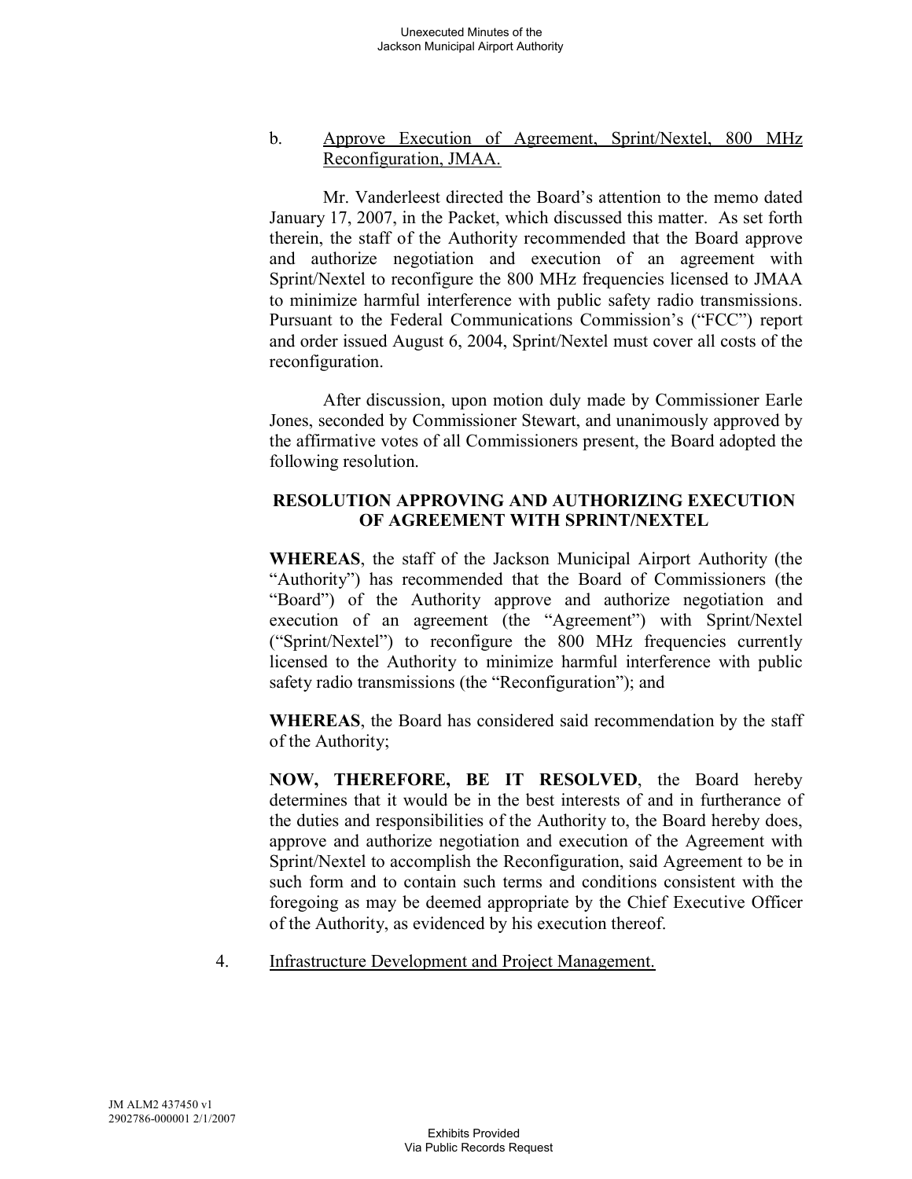b. Approve Execution of Agreement, Sprint/Nextel, 800 MHz Reconfiguration, JMAA.

Mr. Vanderleest directed the Board's attention to the memo dated January 17, 2007, in the Packet, which discussed this matter. As set forth therein, the staff of the Authority recommended that the Board approve and authorize negotiation and execution of an agreement with Sprint/Nextel to reconfigure the 800 MHz frequencies licensed to JMAA to minimize harmful interference with public safety radio transmissions. Pursuant to the Federal Communications Commission's ("FCC") report and order issued August 6, 2004, Sprint/Nextel must cover all costs of the reconfiguration.

After discussion, upon motion duly made by Commissioner Earle Jones, seconded by Commissioner Stewart, and unanimously approved by the affirmative votes of all Commissioners present, the Board adopted the following resolution.

**RESOLUTION APPROVING AND AUTHORIZING EXECUTION OF AGREEMENT WITH SPRINT/NEXTEL**

**WHEREAS**, the staff of the Jackson Municipal Airport Authority (the "Authority") has recommended that the Board of Commissioners (the "Board") of the Authority approve and authorize negotiation and execution of an agreement (the "Agreement") with Sprint/Nextel ("Sprint/Nextel") to reconfigure the 800 MHz frequencies currently licensed to the Authority to minimize harmful interference with public safety radio transmissions (the "Reconfiguration"); and

**WHEREAS**, the Board has considered said recommendation by the staff of the Authority;

**NOW, THEREFORE, BE IT RESOLVED**, the Board hereby determines that it would be in the best interests of and in furtherance of the duties and responsibilities of the Authority to, the Board hereby does, approve and authorize negotiation and execution of the Agreement with Sprint/Nextel to accomplish the Reconfiguration, said Agreement to be in such form and to contain such terms and conditions consistent with the foregoing as may be deemed appropriate by the Chief Executive Officer of the Authority, as evidenced by his execution thereof.

4. Infrastructure Development and Project Management.

JM ALM2 437450 v1
2902786-000001 2/1/2007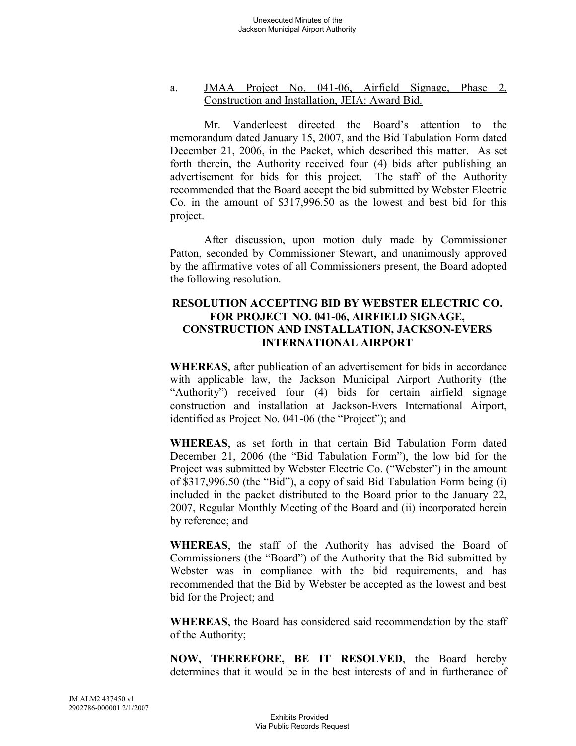a. JMAA Project No. 041-06, Airfield Signage, Phase 2, Construction and Installation, JEIA: Award Bid.

Mr. Vanderleest directed the Board's attention to the memorandum dated January 15, 2007, and the Bid Tabulation Form dated December 21, 2006, in the Packet, which described this matter. As set forth therein, the Authority received four (4) bids after publishing an advertisement for bids for this project. The staff of the Authority recommended that the Board accept the bid submitted by Webster Electric Co. in the amount of $317,996.50 as the lowest and best bid for this project.

After discussion, upon motion duly made by Commissioner Patton, seconded by Commissioner Stewart, and unanimously approved by the affirmative votes of all Commissioners present, the Board adopted the following resolution.

**RESOLUTION ACCEPTING BID BY WEBSTER ELECTRIC CO. FOR PROJECT NO. 041-06, AIRFIELD SIGNAGE, CONSTRUCTION AND INSTALLATION, JACKSON-EVERS INTERNATIONAL AIRPORT**

**WHEREAS**, after publication of an advertisement for bids in accordance with applicable law, the Jackson Municipal Airport Authority (the "Authority") received four (4) bids for certain airfield signage construction and installation at Jackson-Evers International Airport, identified as Project No. 041-06 (the "Project"); and

**WHEREAS**, as set forth in that certain Bid Tabulation Form dated December 21, 2006 (the "Bid Tabulation Form"), the low bid for the Project was submitted by Webster Electric Co. ("Webster") in the amount of $317,996.50 (the "Bid"), a copy of said Bid Tabulation Form being (i) included in the packet distributed to the Board prior to the January 22, 2007, Regular Monthly Meeting of the Board and (ii) incorporated herein by reference; and

**WHEREAS**, the staff of the Authority has advised the Board of Commissioners (the "Board") of the Authority that the Bid submitted by Webster was in compliance with the bid requirements, and has recommended that the Bid by Webster be accepted as the lowest and best bid for the Project; and

**WHEREAS**, the Board has considered said recommendation by the staff of the Authority;

**NOW, THEREFORE, BE IT RESOLVED**, the Board hereby determines that it would be in the best interests of and in furtherance of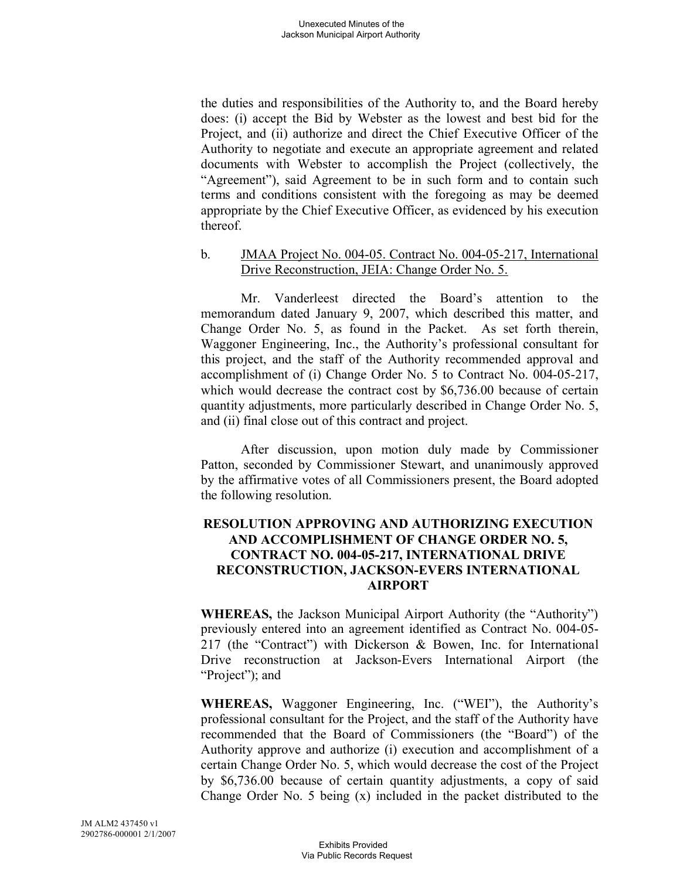the duties and responsibilities of the Authority to, and the Board hereby does: (i) accept the Bid by Webster as the lowest and best bid for the Project, and (ii) authorize and direct the Chief Executive Officer of the Authority to negotiate and execute an appropriate agreement and related documents with Webster to accomplish the Project (collectively, the "Agreement"), said Agreement to be in such form and to contain such terms and conditions consistent with the foregoing as may be deemed appropriate by the Chief Executive Officer, as evidenced by his execution thereof.

b. JMAA Project No. 004-05. Contract No. 004-05-217, International Drive Reconstruction, JEIA: Change Order No. 5.

Mr. Vanderleest directed the Board's attention to the memorandum dated January 9, 2007, which described this matter, and Change Order No. 5, as found in the Packet. As set forth therein, Waggoner Engineering, Inc., the Authority's professional consultant for this project, and the staff of the Authority recommended approval and accomplishment of (i) Change Order No. 5 to Contract No. 004-05-217, which would decrease the contract cost by $6,736.00 because of certain quantity adjustments, more particularly described in Change Order No. 5, and (ii) final close out of this contract and project.

After discussion, upon motion duly made by Commissioner Patton, seconded by Commissioner Stewart, and unanimously approved by the affirmative votes of all Commissioners present, the Board adopted the following resolution.

**RESOLUTION APPROVING AND AUTHORIZING EXECUTION AND ACCOMPLISHMENT OF CHANGE ORDER NO. 5, CONTRACT NO. 004-05-217, INTERNATIONAL DRIVE RECONSTRUCTION, JACKSON-EVERS INTERNATIONAL AIRPORT**

**WHEREAS,** the Jackson Municipal Airport Authority (the "Authority") previously entered into an agreement identified as Contract No. 004-05-217 (the "Contract") with Dickerson & Bowen, Inc. for International Drive reconstruction at Jackson-Evers International Airport (the "Project"); and

**WHEREAS,** Waggoner Engineering, Inc. ("WEI"), the Authority's professional consultant for the Project, and the staff of the Authority have recommended that the Board of Commissioners (the "Board") of the Authority approve and authorize (i) execution and accomplishment of a certain Change Order No. 5, which would decrease the cost of the Project by $6,736.00 because of certain quantity adjustments, a copy of said Change Order No. 5 being (x) included in the packet distributed to the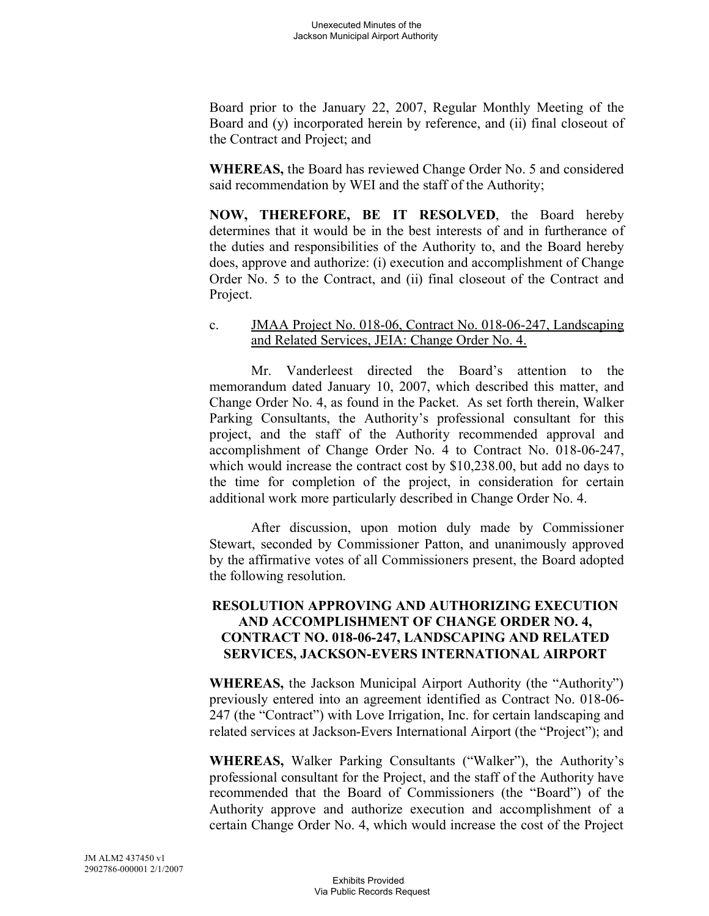Board prior to the January 22, 2007, Regular Monthly Meeting of the Board and (y) incorporated herein by reference, and (ii) final closeout of the Contract and Project; and

**WHEREAS,** the Board has reviewed Change Order No. 5 and considered said recommendation by WEI and the staff of the Authority;

**NOW, THEREFORE, BE IT RESOLVED**, the Board hereby determines that it would be in the best interests of and in furtherance of the duties and responsibilities of the Authority to, and the Board hereby does, approve and authorize: (i) execution and accomplishment of Change Order No. 5 to the Contract, and (ii) final closeout of the Contract and Project.

c. JMAA Project No. 018-06, Contract No. 018-06-247, Landscaping and Related Services, JEIA: Change Order No. 4.

Mr. Vanderleest directed the Board's attention to the memorandum dated January 10, 2007, which described this matter, and Change Order No. 4, as found in the Packet. As set forth therein, Walker Parking Consultants, the Authority's professional consultant for this project, and the staff of the Authority recommended approval and accomplishment of Change Order No. 4 to Contract No. 018-06-247, which would increase the contract cost by $10,238.00, but add no days to the time for completion of the project, in consideration for certain additional work more particularly described in Change Order No. 4.

After discussion, upon motion duly made by Commissioner Stewart, seconded by Commissioner Patton, and unanimously approved by the affirmative votes of all Commissioners present, the Board adopted the following resolution.

**RESOLUTION APPROVING AND AUTHORIZING EXECUTION AND ACCOMPLISHMENT OF CHANGE ORDER NO. 4, CONTRACT NO. 018-06-247, LANDSCAPING AND RELATED SERVICES, JACKSON-EVERS INTERNATIONAL AIRPORT**

**WHEREAS,** the Jackson Municipal Airport Authority (the "Authority") previously entered into an agreement identified as Contract No. 018-06-247 (the "Contract") with Love Irrigation, Inc. for certain landscaping and related services at Jackson-Evers International Airport (the "Project"); and

**WHEREAS,** Walker Parking Consultants ("Walker"), the Authority's professional consultant for the Project, and the staff of the Authority have recommended that the Board of Commissioners (the "Board") of the Authority approve and authorize execution and accomplishment of a certain Change Order No. 4, which would increase the cost of the Project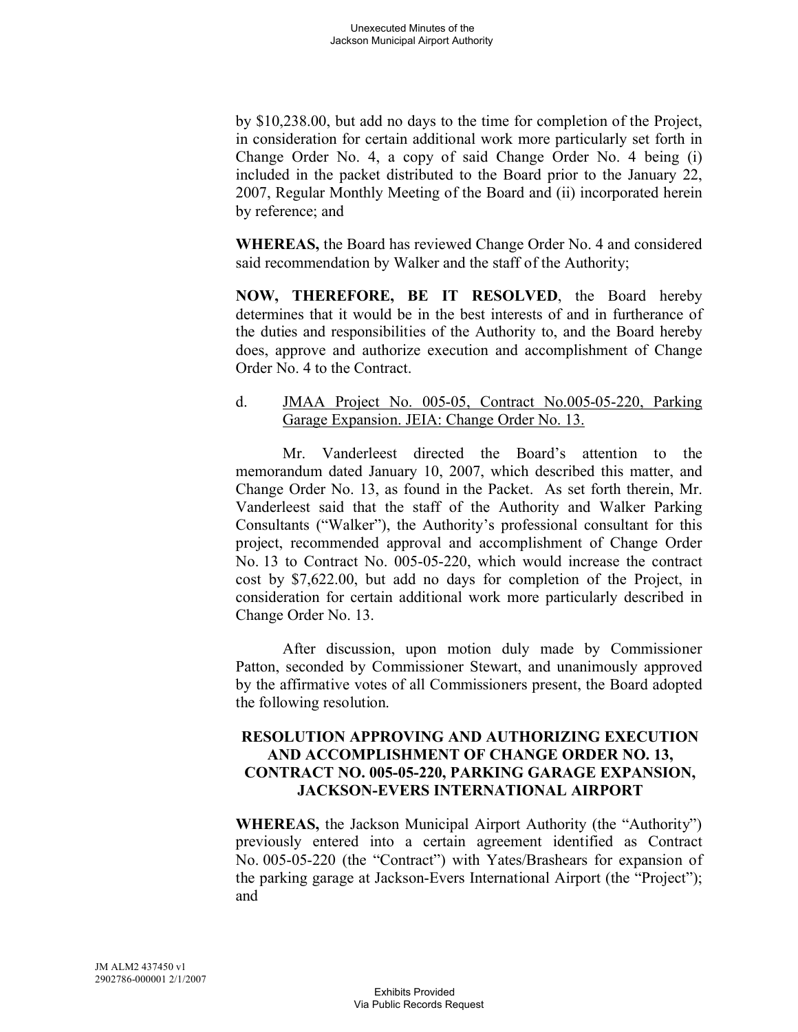by $10,238.00, but add no days to the time for completion of the Project, in consideration for certain additional work more particularly set forth in Change Order No. 4, a copy of said Change Order No. 4 being (i) included in the packet distributed to the Board prior to the January 22, 2007, Regular Monthly Meeting of the Board and (ii) incorporated herein by reference; and

**WHEREAS,** the Board has reviewed Change Order No. 4 and considered said recommendation by Walker and the staff of the Authority;

**NOW, THEREFORE, BE IT RESOLVED**, the Board hereby determines that it would be in the best interests of and in furtherance of the duties and responsibilities of the Authority to, and the Board hereby does, approve and authorize execution and accomplishment of Change Order No. 4 to the Contract.

d. JMAA Project No. 005-05, Contract No.005-05-220, Parking Garage Expansion. JEIA: Change Order No. 13.

Mr. Vanderleest directed the Board's attention to the memorandum dated January 10, 2007, which described this matter, and Change Order No. 13, as found in the Packet. As set forth therein, Mr. Vanderleest said that the staff of the Authority and Walker Parking Consultants ("Walker"), the Authority's professional consultant for this project, recommended approval and accomplishment of Change Order No. 13 to Contract No. 005-05-220, which would increase the contract cost by $7,622.00, but add no days for completion of the Project, in consideration for certain additional work more particularly described in Change Order No. 13.

After discussion, upon motion duly made by Commissioner Patton, seconded by Commissioner Stewart, and unanimously approved by the affirmative votes of all Commissioners present, the Board adopted the following resolution.

**RESOLUTION APPROVING AND AUTHORIZING EXECUTION AND ACCOMPLISHMENT OF CHANGE ORDER NO. 13, CONTRACT NO. 005-05-220, PARKING GARAGE EXPANSION, JACKSON-EVERS INTERNATIONAL AIRPORT**

**WHEREAS,** the Jackson Municipal Airport Authority (the "Authority") previously entered into a certain agreement identified as Contract No. 005-05-220 (the "Contract") with Yates/Brashears for expansion of the parking garage at Jackson-Evers International Airport (the "Project"); and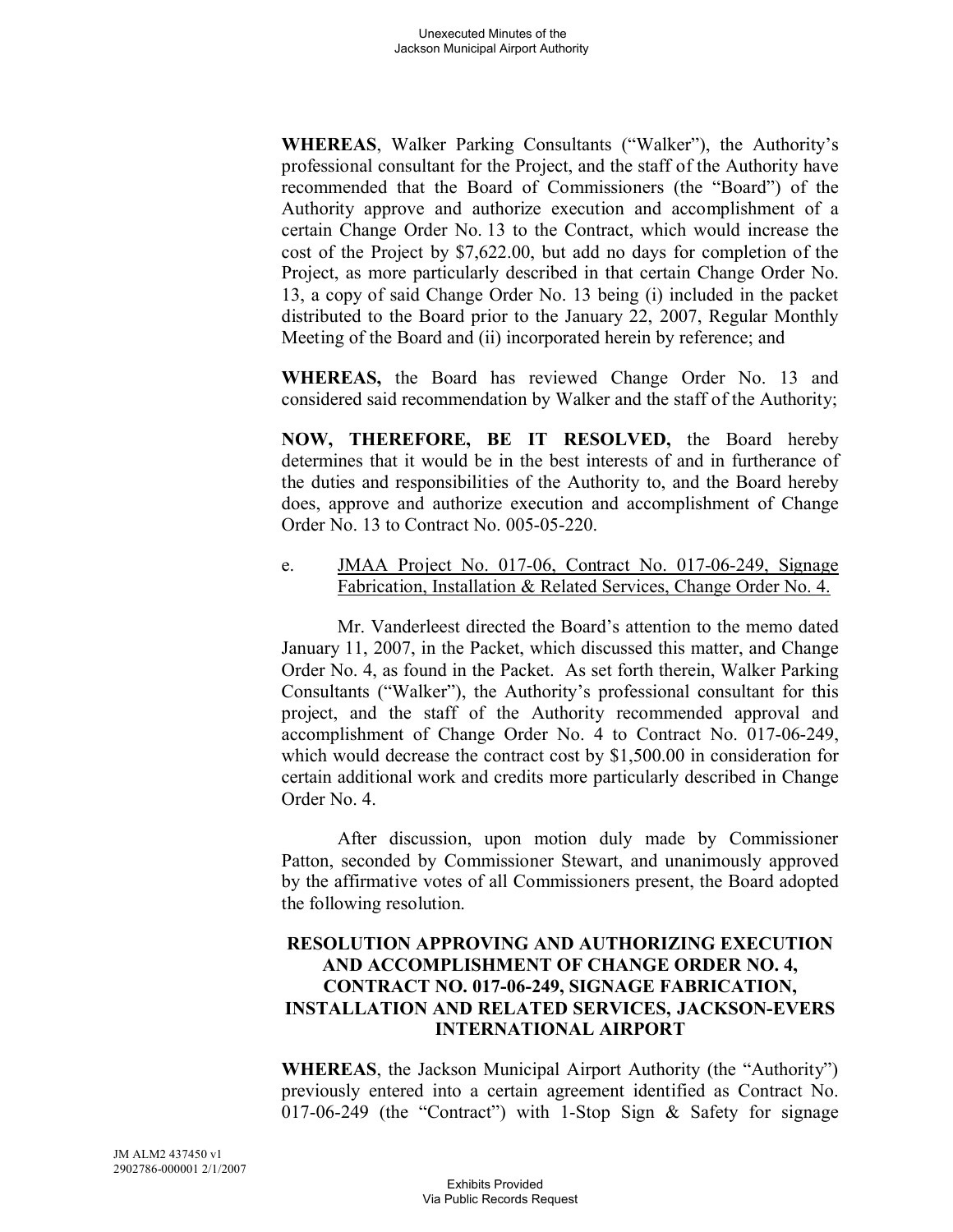**WHEREAS**, Walker Parking Consultants ("Walker"), the Authority's professional consultant for the Project, and the staff of the Authority have recommended that the Board of Commissioners (the "Board") of the Authority approve and authorize execution and accomplishment of a certain Change Order No. 13 to the Contract, which would increase the cost of the Project by $7,622.00, but add no days for completion of the Project, as more particularly described in that certain Change Order No. 13, a copy of said Change Order No. 13 being (i) included in the packet distributed to the Board prior to the January 22, 2007, Regular Monthly Meeting of the Board and (ii) incorporated herein by reference; and

**WHEREAS,** the Board has reviewed Change Order No. 13 and considered said recommendation by Walker and the staff of the Authority;

**NOW, THEREFORE, BE IT RESOLVED,** the Board hereby determines that it would be in the best interests of and in furtherance of the duties and responsibilities of the Authority to, and the Board hereby does, approve and authorize execution and accomplishment of Change Order No. 13 to Contract No. 005-05-220.

e. JMAA Project No. 017-06, Contract No. 017-06-249, Signage Fabrication, Installation & Related Services, Change Order No. 4.

Mr. Vanderleest directed the Board's attention to the memo dated January 11, 2007, in the Packet, which discussed this matter, and Change Order No. 4, as found in the Packet. As set forth therein, Walker Parking Consultants ("Walker"), the Authority's professional consultant for this project, and the staff of the Authority recommended approval and accomplishment of Change Order No. 4 to Contract No. 017-06-249, which would decrease the contract cost by $1,500.00 in consideration for certain additional work and credits more particularly described in Change Order No. 4.

After discussion, upon motion duly made by Commissioner Patton, seconded by Commissioner Stewart, and unanimously approved by the affirmative votes of all Commissioners present, the Board adopted the following resolution.

**RESOLUTION APPROVING AND AUTHORIZING EXECUTION AND ACCOMPLISHMENT OF CHANGE ORDER NO. 4, CONTRACT NO. 017-06-249, SIGNAGE FABRICATION, INSTALLATION AND RELATED SERVICES, JACKSON-EVERS INTERNATIONAL AIRPORT**

**WHEREAS**, the Jackson Municipal Airport Authority (the "Authority") previously entered into a certain agreement identified as Contract No. 017-06-249 (the "Contract") with 1-Stop Sign & Safety for signage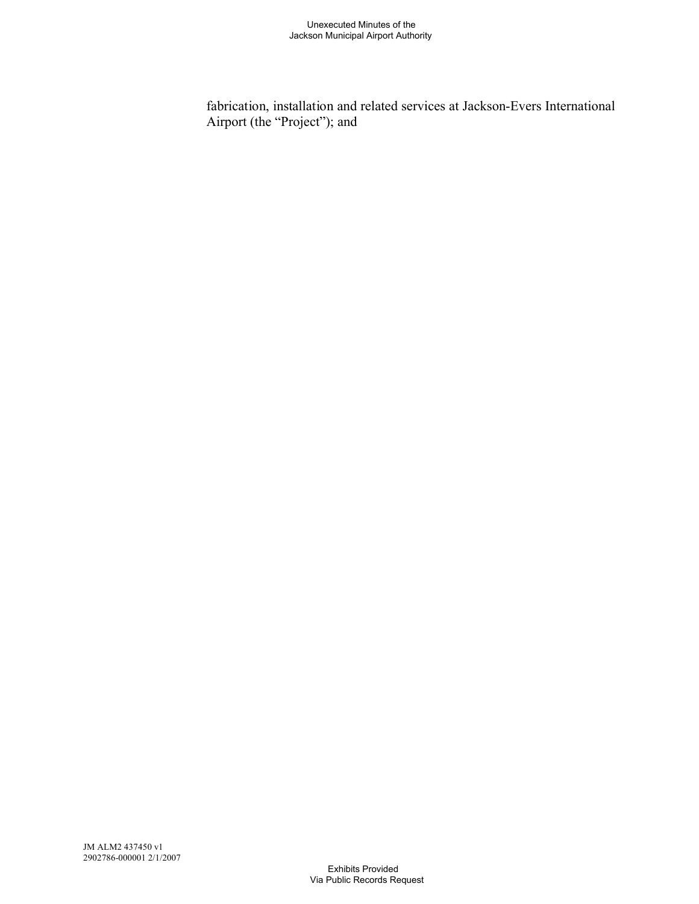fabrication, installation and related services at Jackson-Evers International Airport (the "Project"); and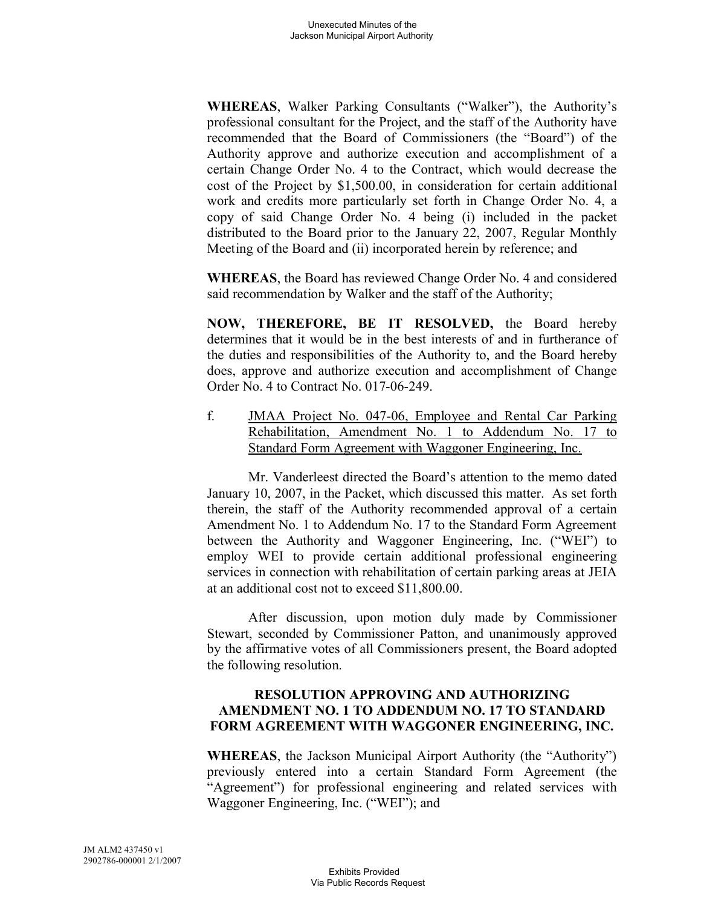**WHEREAS**, Walker Parking Consultants ("Walker"), the Authority's professional consultant for the Project, and the staff of the Authority have recommended that the Board of Commissioners (the "Board") of the Authority approve and authorize execution and accomplishment of a certain Change Order No. 4 to the Contract, which would decrease the cost of the Project by $1,500.00, in consideration for certain additional work and credits more particularly set forth in Change Order No. 4, a copy of said Change Order No. 4 being (i) included in the packet distributed to the Board prior to the January 22, 2007, Regular Monthly Meeting of the Board and (ii) incorporated herein by reference; and

**WHEREAS**, the Board has reviewed Change Order No. 4 and considered said recommendation by Walker and the staff of the Authority;

**NOW, THEREFORE, BE IT RESOLVED,** the Board hereby determines that it would be in the best interests of and in furtherance of the duties and responsibilities of the Authority to, and the Board hereby does, approve and authorize execution and accomplishment of Change Order No. 4 to Contract No. 017-06-249.

f. JMAA Project No. 047-06, Employee and Rental Car Parking Rehabilitation, Amendment No. 1 to Addendum No. 17 to Standard Form Agreement with Waggoner Engineering, Inc.

Mr. Vanderleest directed the Board's attention to the memo dated January 10, 2007, in the Packet, which discussed this matter. As set forth therein, the staff of the Authority recommended approval of a certain Amendment No. 1 to Addendum No. 17 to the Standard Form Agreement between the Authority and Waggoner Engineering, Inc. ("WEI") to employ WEI to provide certain additional professional engineering services in connection with rehabilitation of certain parking areas at JEIA at an additional cost not to exceed $11,800.00.

After discussion, upon motion duly made by Commissioner Stewart, seconded by Commissioner Patton, and unanimously approved by the affirmative votes of all Commissioners present, the Board adopted the following resolution.

**RESOLUTION APPROVING AND AUTHORIZING AMENDMENT NO. 1 TO ADDENDUM NO. 17 TO STANDARD FORM AGREEMENT WITH WAGGONER ENGINEERING, INC.**

**WHEREAS**, the Jackson Municipal Airport Authority (the "Authority") previously entered into a certain Standard Form Agreement (the "Agreement") for professional engineering and related services with Waggoner Engineering, Inc. ("WEI"); and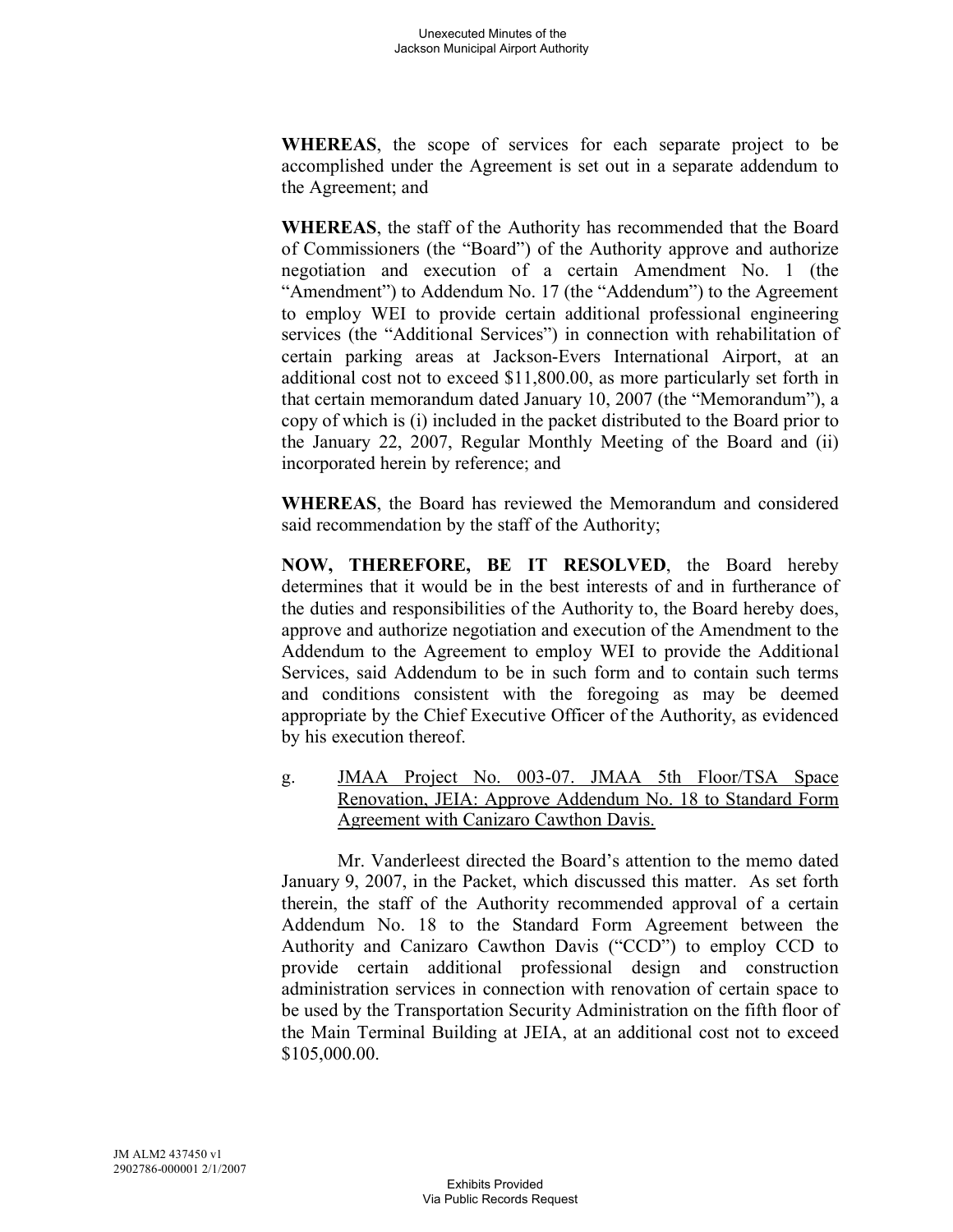**WHEREAS**, the scope of services for each separate project to be accomplished under the Agreement is set out in a separate addendum to the Agreement; and

**WHEREAS**, the staff of the Authority has recommended that the Board of Commissioners (the "Board") of the Authority approve and authorize negotiation and execution of a certain Amendment No. 1 (the "Amendment") to Addendum No. 17 (the "Addendum") to the Agreement to employ WEI to provide certain additional professional engineering services (the "Additional Services") in connection with rehabilitation of certain parking areas at Jackson-Evers International Airport, at an additional cost not to exceed $11,800.00, as more particularly set forth in that certain memorandum dated January 10, 2007 (the "Memorandum"), a copy of which is (i) included in the packet distributed to the Board prior to the January 22, 2007, Regular Monthly Meeting of the Board and (ii) incorporated herein by reference; and

**WHEREAS**, the Board has reviewed the Memorandum and considered said recommendation by the staff of the Authority;

**NOW, THEREFORE, BE IT RESOLVED**, the Board hereby determines that it would be in the best interests of and in furtherance of the duties and responsibilities of the Authority to, the Board hereby does, approve and authorize negotiation and execution of the Amendment to the Addendum to the Agreement to employ WEI to provide the Additional Services, said Addendum to be in such form and to contain such terms and conditions consistent with the foregoing as may be deemed appropriate by the Chief Executive Officer of the Authority, as evidenced by his execution thereof.

g. JMAA Project No. 003-07. JMAA 5th Floor/TSA Space Renovation, JEIA: Approve Addendum No. 18 to Standard Form Agreement with Canizaro Cawthon Davis.

Mr. Vanderleest directed the Board's attention to the memo dated January 9, 2007, in the Packet, which discussed this matter. As set forth therein, the staff of the Authority recommended approval of a certain Addendum No. 18 to the Standard Form Agreement between the Authority and Canizaro Cawthon Davis ("CCD") to employ CCD to provide certain additional professional design and construction administration services in connection with renovation of certain space to be used by the Transportation Security Administration on the fifth floor of the Main Terminal Building at JEIA, at an additional cost not to exceed $105,000.00.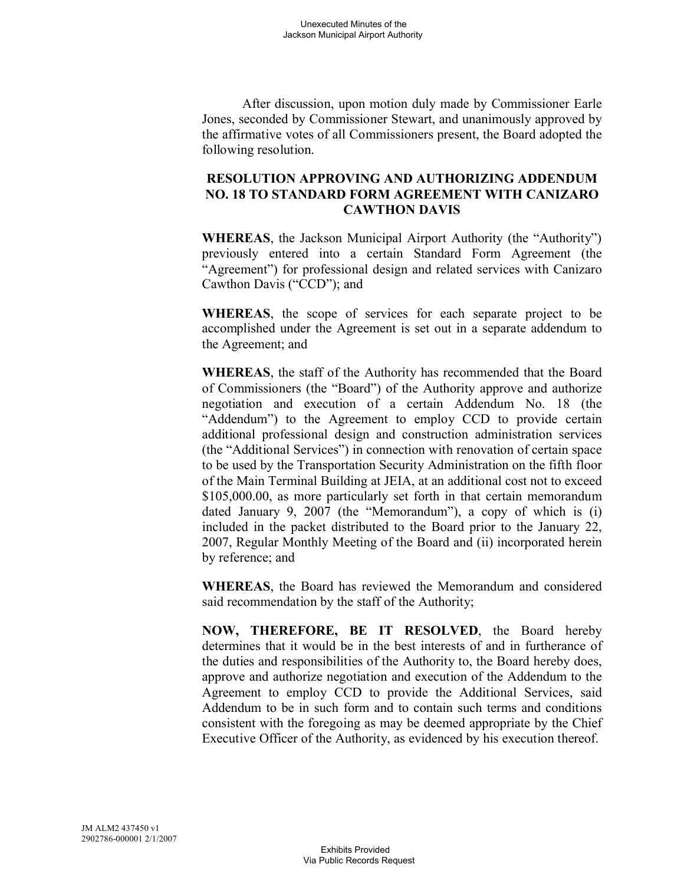After discussion, upon motion duly made by Commissioner Earle Jones, seconded by Commissioner Stewart, and unanimously approved by the affirmative votes of all Commissioners present, the Board adopted the following resolution.

**RESOLUTION APPROVING AND AUTHORIZING ADDENDUM NO. 18 TO STANDARD FORM AGREEMENT WITH CANIZARO CAWTHON DAVIS**

**WHEREAS**, the Jackson Municipal Airport Authority (the "Authority") previously entered into a certain Standard Form Agreement (the "Agreement") for professional design and related services with Canizaro Cawthon Davis ("CCD"); and

**WHEREAS**, the scope of services for each separate project to be accomplished under the Agreement is set out in a separate addendum to the Agreement; and

**WHEREAS**, the staff of the Authority has recommended that the Board of Commissioners (the "Board") of the Authority approve and authorize negotiation and execution of a certain Addendum No. 18 (the "Addendum") to the Agreement to employ CCD to provide certain additional professional design and construction administration services (the "Additional Services") in connection with renovation of certain space to be used by the Transportation Security Administration on the fifth floor of the Main Terminal Building at JEIA, at an additional cost not to exceed $105,000.00, as more particularly set forth in that certain memorandum dated January 9, 2007 (the "Memorandum"), a copy of which is (i) included in the packet distributed to the Board prior to the January 22, 2007, Regular Monthly Meeting of the Board and (ii) incorporated herein by reference; and

**WHEREAS**, the Board has reviewed the Memorandum and considered said recommendation by the staff of the Authority;

**NOW, THEREFORE, BE IT RESOLVED**, the Board hereby determines that it would be in the best interests of and in furtherance of the duties and responsibilities of the Authority to, the Board hereby does, approve and authorize negotiation and execution of the Addendum to the Agreement to employ CCD to provide the Additional Services, said Addendum to be in such form and to contain such terms and conditions consistent with the foregoing as may be deemed appropriate by the Chief Executive Officer of the Authority, as evidenced by his execution thereof.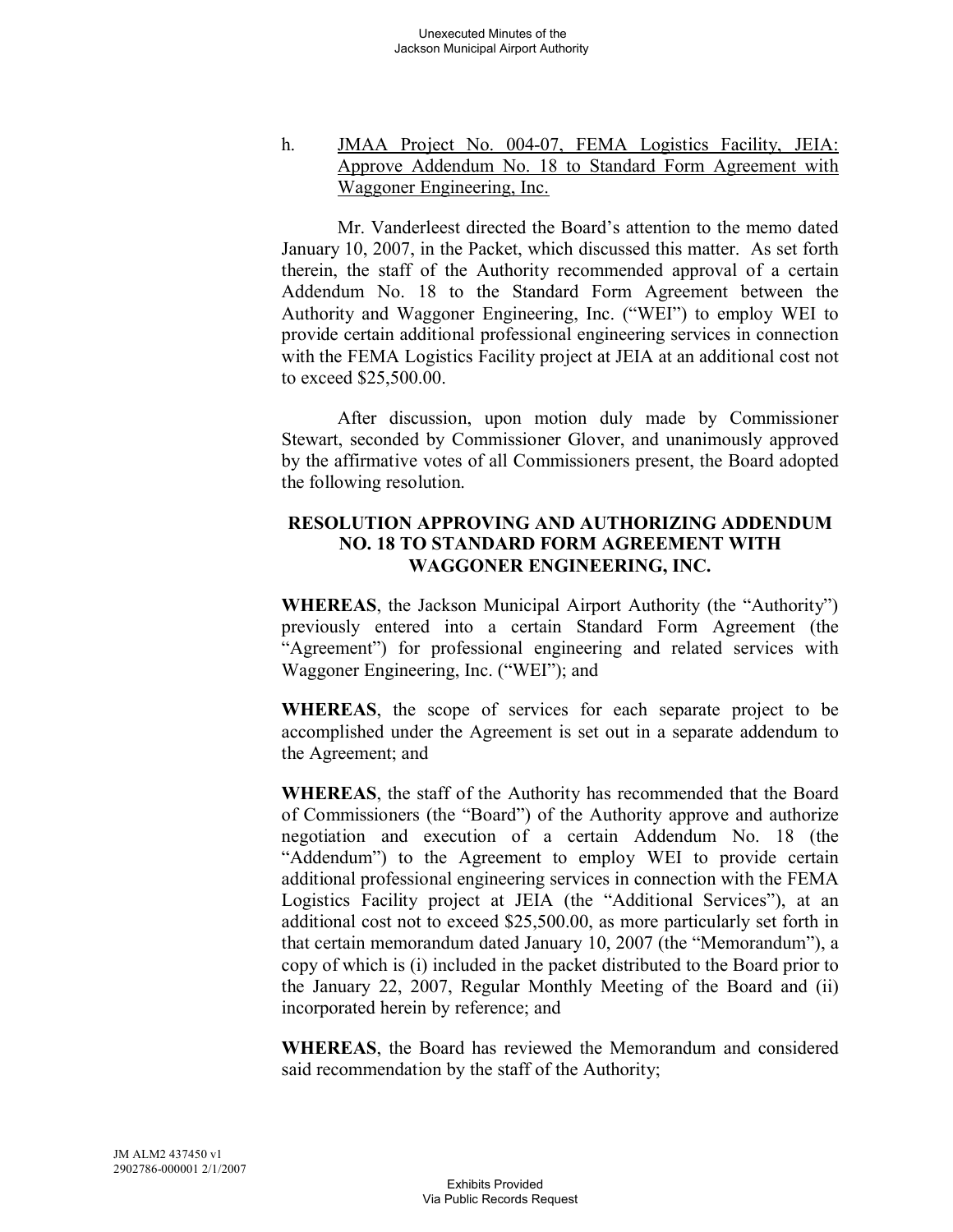h. JMAA Project No. 004-07, FEMA Logistics Facility, JEIA: Approve Addendum No. 18 to Standard Form Agreement with Waggoner Engineering, Inc.

Mr. Vanderleest directed the Board's attention to the memo dated January 10, 2007, in the Packet, which discussed this matter. As set forth therein, the staff of the Authority recommended approval of a certain Addendum No. 18 to the Standard Form Agreement between the Authority and Waggoner Engineering, Inc. ("WEI") to employ WEI to provide certain additional professional engineering services in connection with the FEMA Logistics Facility project at JEIA at an additional cost not to exceed $25,500.00.

After discussion, upon motion duly made by Commissioner Stewart, seconded by Commissioner Glover, and unanimously approved by the affirmative votes of all Commissioners present, the Board adopted the following resolution.

**RESOLUTION APPROVING AND AUTHORIZING ADDENDUM NO. 18 TO STANDARD FORM AGREEMENT WITH WAGGONER ENGINEERING, INC.**

**WHEREAS**, the Jackson Municipal Airport Authority (the "Authority") previously entered into a certain Standard Form Agreement (the "Agreement") for professional engineering and related services with Waggoner Engineering, Inc. ("WEI"); and

**WHEREAS**, the scope of services for each separate project to be accomplished under the Agreement is set out in a separate addendum to the Agreement; and

**WHEREAS**, the staff of the Authority has recommended that the Board of Commissioners (the "Board") of the Authority approve and authorize negotiation and execution of a certain Addendum No. 18 (the "Addendum") to the Agreement to employ WEI to provide certain additional professional engineering services in connection with the FEMA Logistics Facility project at JEIA (the "Additional Services"), at an additional cost not to exceed $25,500.00, as more particularly set forth in that certain memorandum dated January 10, 2007 (the "Memorandum"), a copy of which is (i) included in the packet distributed to the Board prior to the January 22, 2007, Regular Monthly Meeting of the Board and (ii) incorporated herein by reference; and

**WHEREAS**, the Board has reviewed the Memorandum and considered said recommendation by the staff of the Authority;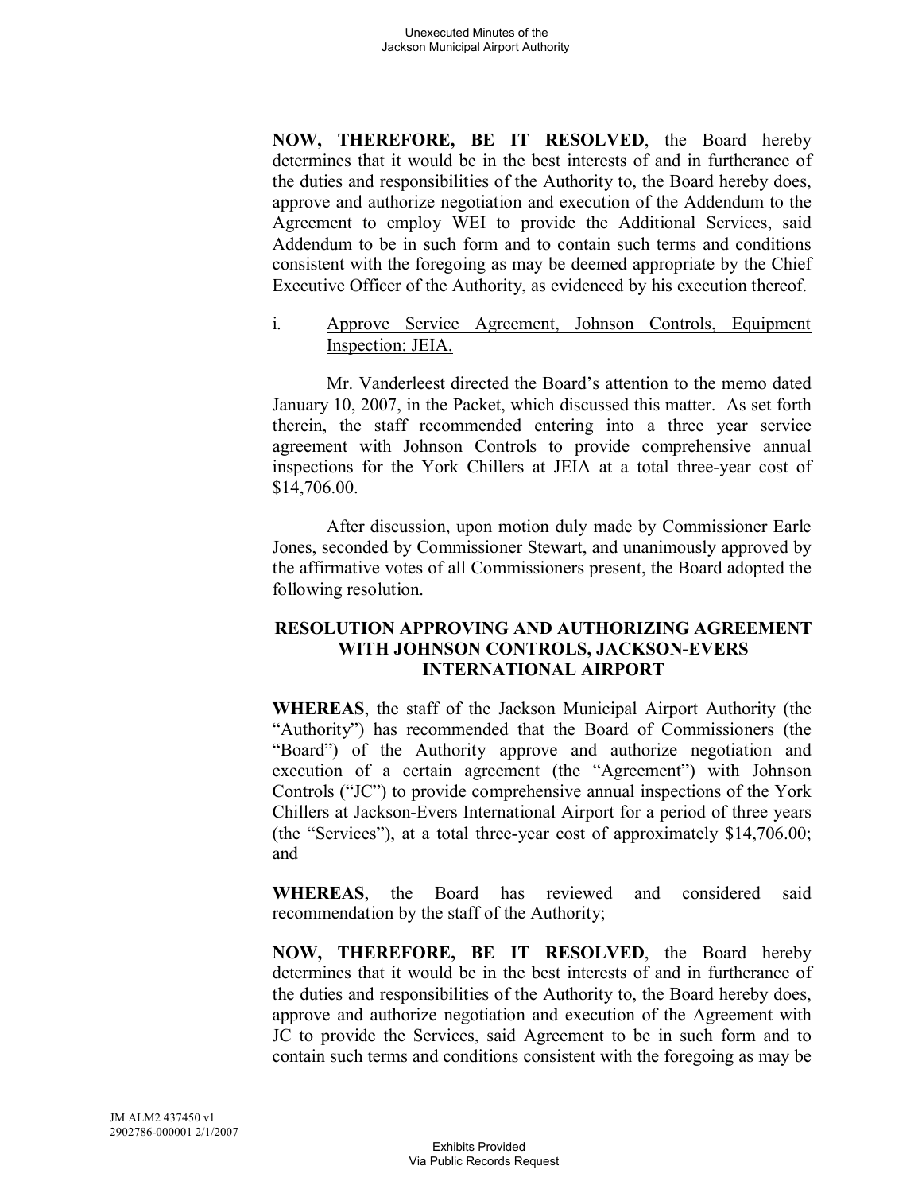**NOW, THEREFORE, BE IT RESOLVED**, the Board hereby determines that it would be in the best interests of and in furtherance of the duties and responsibilities of the Authority to, the Board hereby does, approve and authorize negotiation and execution of the Addendum to the Agreement to employ WEI to provide the Additional Services, said Addendum to be in such form and to contain such terms and conditions consistent with the foregoing as may be deemed appropriate by the Chief Executive Officer of the Authority, as evidenced by his execution thereof.

i. Approve Service Agreement, Johnson Controls, Equipment Inspection: JEIA.

Mr. Vanderleest directed the Board's attention to the memo dated January 10, 2007, in the Packet, which discussed this matter. As set forth therein, the staff recommended entering into a three year service agreement with Johnson Controls to provide comprehensive annual inspections for the York Chillers at JEIA at a total three-year cost of $14,706.00.

After discussion, upon motion duly made by Commissioner Earle Jones, seconded by Commissioner Stewart, and unanimously approved by the affirmative votes of all Commissioners present, the Board adopted the following resolution.

**RESOLUTION APPROVING AND AUTHORIZING AGREEMENT WITH JOHNSON CONTROLS, JACKSON-EVERS INTERNATIONAL AIRPORT**

**WHEREAS**, the staff of the Jackson Municipal Airport Authority (the "Authority") has recommended that the Board of Commissioners (the "Board") of the Authority approve and authorize negotiation and execution of a certain agreement (the "Agreement") with Johnson Controls ("JC") to provide comprehensive annual inspections of the York Chillers at Jackson-Evers International Airport for a period of three years (the "Services"), at a total three-year cost of approximately $14,706.00; and

**WHEREAS**, the Board has reviewed and considered said recommendation by the staff of the Authority;

**NOW, THEREFORE, BE IT RESOLVED**, the Board hereby determines that it would be in the best interests of and in furtherance of the duties and responsibilities of the Authority to, the Board hereby does, approve and authorize negotiation and execution of the Agreement with JC to provide the Services, said Agreement to be in such form and to contain such terms and conditions consistent with the foregoing as may be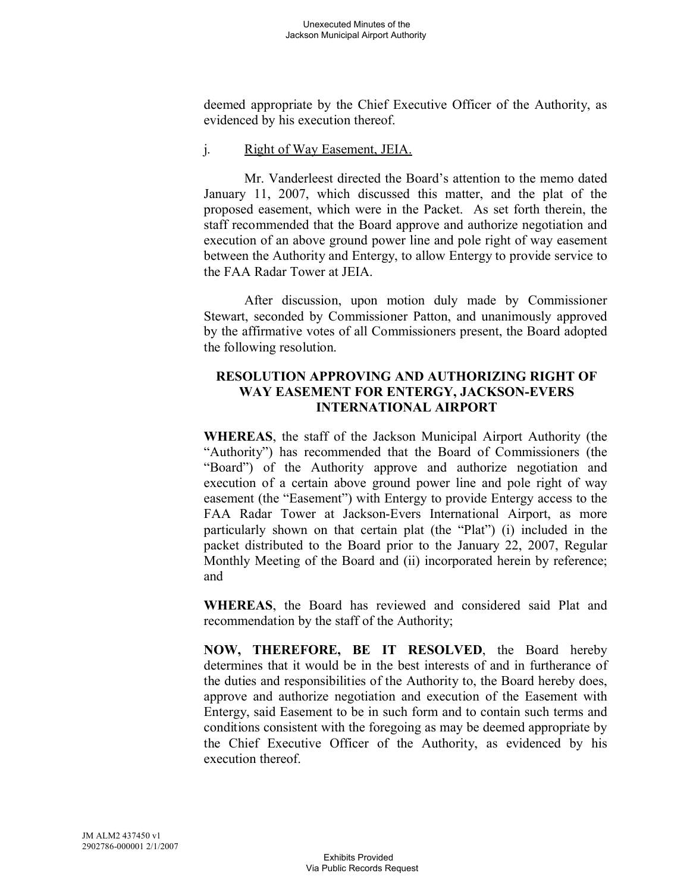deemed appropriate by the Chief Executive Officer of the Authority, as evidenced by his execution thereof.

j. Right of Way Easement, JEIA.

Mr. Vanderleest directed the Board's attention to the memo dated January 11, 2007, which discussed this matter, and the plat of the proposed easement, which were in the Packet. As set forth therein, the staff recommended that the Board approve and authorize negotiation and execution of an above ground power line and pole right of way easement between the Authority and Entergy, to allow Entergy to provide service to the FAA Radar Tower at JEIA.

After discussion, upon motion duly made by Commissioner Stewart, seconded by Commissioner Patton, and unanimously approved by the affirmative votes of all Commissioners present, the Board adopted the following resolution.

**RESOLUTION APPROVING AND AUTHORIZING RIGHT OF WAY EASEMENT FOR ENTERGY, JACKSON-EVERS INTERNATIONAL AIRPORT**

**WHEREAS**, the staff of the Jackson Municipal Airport Authority (the "Authority") has recommended that the Board of Commissioners (the "Board") of the Authority approve and authorize negotiation and execution of a certain above ground power line and pole right of way easement (the "Easement") with Entergy to provide Entergy access to the FAA Radar Tower at Jackson-Evers International Airport, as more particularly shown on that certain plat (the "Plat") (i) included in the packet distributed to the Board prior to the January 22, 2007, Regular Monthly Meeting of the Board and (ii) incorporated herein by reference; and

**WHEREAS**, the Board has reviewed and considered said Plat and recommendation by the staff of the Authority;

**NOW, THEREFORE, BE IT RESOLVED**, the Board hereby determines that it would be in the best interests of and in furtherance of the duties and responsibilities of the Authority to, the Board hereby does, approve and authorize negotiation and execution of the Easement with Entergy, said Easement to be in such form and to contain such terms and conditions consistent with the foregoing as may be deemed appropriate by the Chief Executive Officer of the Authority, as evidenced by his execution thereof.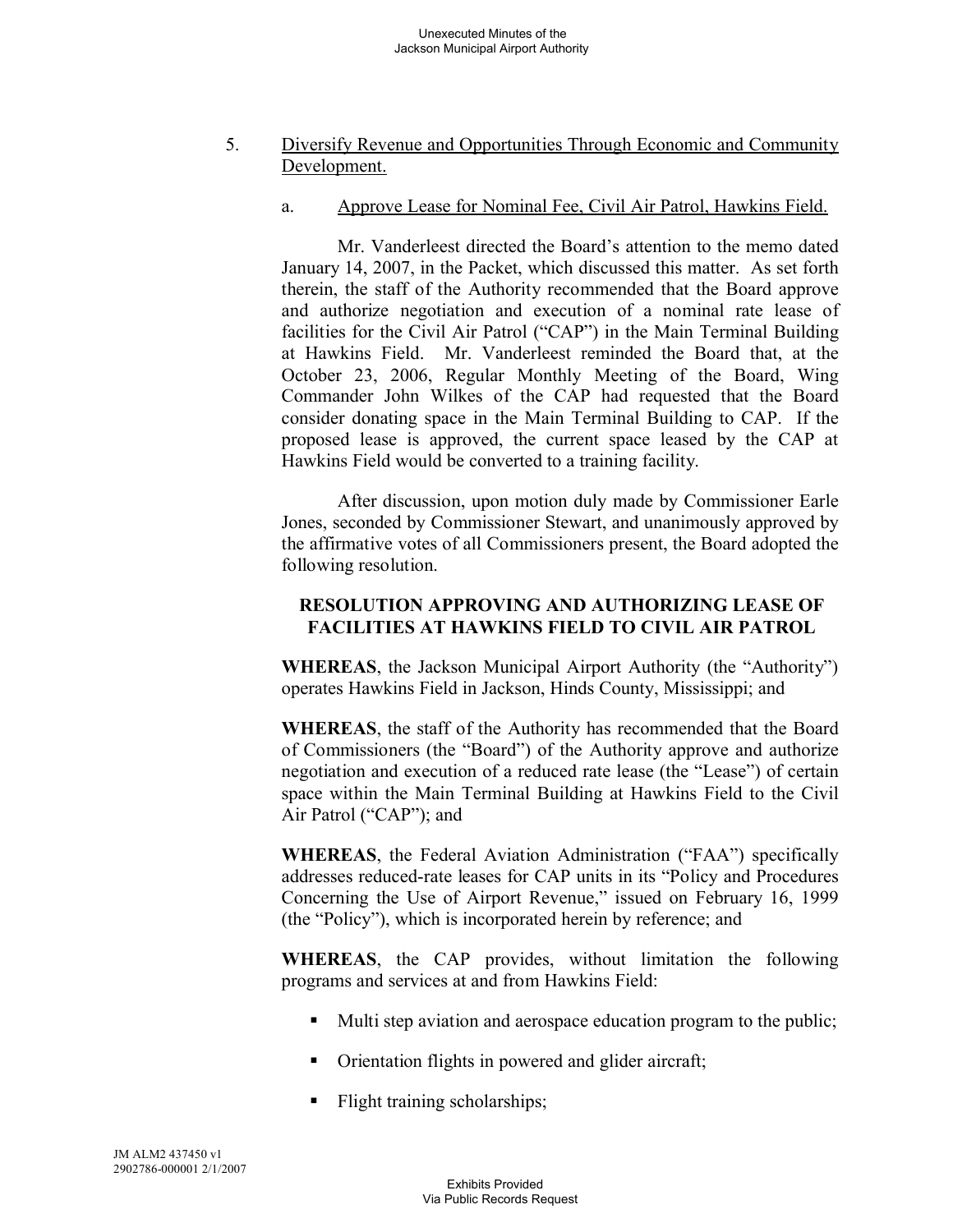5. Diversify Revenue and Opportunities Through Economic and Community Development.

a. Approve Lease for Nominal Fee, Civil Air Patrol, Hawkins Field.

Mr. Vanderleest directed the Board's attention to the memo dated January 14, 2007, in the Packet, which discussed this matter. As set forth therein, the staff of the Authority recommended that the Board approve and authorize negotiation and execution of a nominal rate lease of facilities for the Civil Air Patrol ("CAP") in the Main Terminal Building at Hawkins Field. Mr. Vanderleest reminded the Board that, at the October 23, 2006, Regular Monthly Meeting of the Board, Wing Commander John Wilkes of the CAP had requested that the Board consider donating space in the Main Terminal Building to CAP. If the proposed lease is approved, the current space leased by the CAP at Hawkins Field would be converted to a training facility.

After discussion, upon motion duly made by Commissioner Earle Jones, seconded by Commissioner Stewart, and unanimously approved by the affirmative votes of all Commissioners present, the Board adopted the following resolution.

**RESOLUTION APPROVING AND AUTHORIZING LEASE OF FACILITIES AT HAWKINS FIELD TO CIVIL AIR PATROL**

**WHEREAS**, the Jackson Municipal Airport Authority (the "Authority") operates Hawkins Field in Jackson, Hinds County, Mississippi; and

**WHEREAS**, the staff of the Authority has recommended that the Board of Commissioners (the "Board") of the Authority approve and authorize negotiation and execution of a reduced rate lease (the "Lease") of certain space within the Main Terminal Building at Hawkins Field to the Civil Air Patrol ("CAP"); and

**WHEREAS**, the Federal Aviation Administration ("FAA") specifically addresses reduced-rate leases for CAP units in its "Policy and Procedures Concerning the Use of Airport Revenue," issued on February 16, 1999 (the "Policy"), which is incorporated herein by reference; and

**WHEREAS**, the CAP provides, without limitation the following programs and services at and from Hawkins Field:

- Multi step aviation and aerospace education program to the public;
- Orientation flights in powered and glider aircraft;
- Flight training scholarships;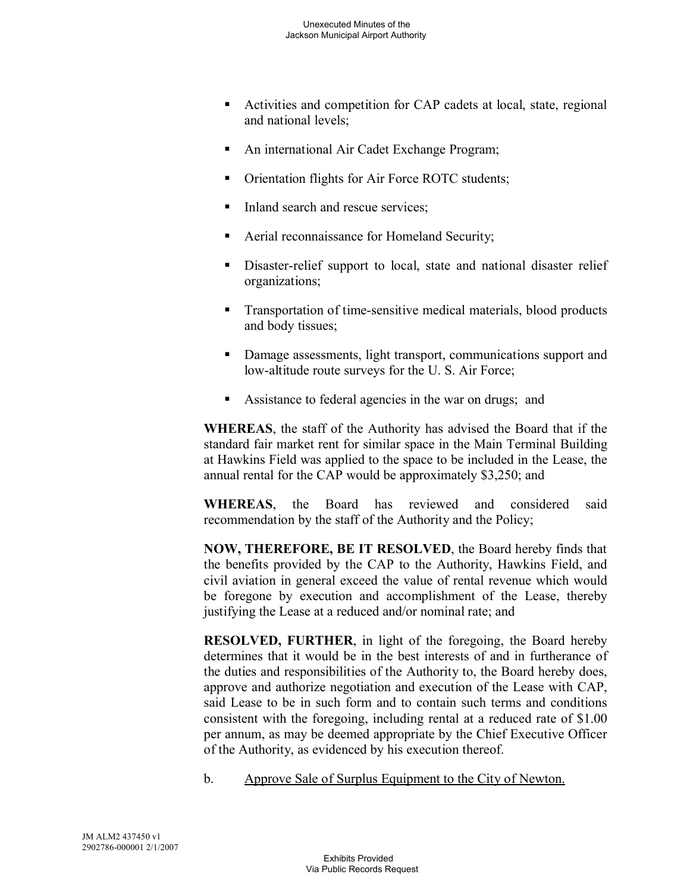- Activities and competition for CAP cadets at local, state, regional and national levels;
- An international Air Cadet Exchange Program;
- Orientation flights for Air Force ROTC students;
- Inland search and rescue services;
- Aerial reconnaissance for Homeland Security;
- Disaster-relief support to local, state and national disaster relief organizations;
- Transportation of time-sensitive medical materials, blood products and body tissues;
- Damage assessments, light transport, communications support and low-altitude route surveys for the U. S. Air Force;
- Assistance to federal agencies in the war on drugs; and

**WHEREAS**, the staff of the Authority has advised the Board that if the standard fair market rent for similar space in the Main Terminal Building at Hawkins Field was applied to the space to be included in the Lease, the annual rental for the CAP would be approximately $3,250; and

**WHEREAS**, the Board has reviewed and considered said recommendation by the staff of the Authority and the Policy;

**NOW, THEREFORE, BE IT RESOLVED**, the Board hereby finds that the benefits provided by the CAP to the Authority, Hawkins Field, and civil aviation in general exceed the value of rental revenue which would be foregone by execution and accomplishment of the Lease, thereby justifying the Lease at a reduced and/or nominal rate; and

**RESOLVED, FURTHER**, in light of the foregoing, the Board hereby determines that it would be in the best interests of and in furtherance of the duties and responsibilities of the Authority to, the Board hereby does, approve and authorize negotiation and execution of the Lease with CAP, said Lease to be in such form and to contain such terms and conditions consistent with the foregoing, including rental at a reduced rate of $1.00 per annum, as may be deemed appropriate by the Chief Executive Officer of the Authority, as evidenced by his execution thereof.

b. <u>Approve Sale of Surplus Equipment to the City of Newton.</u>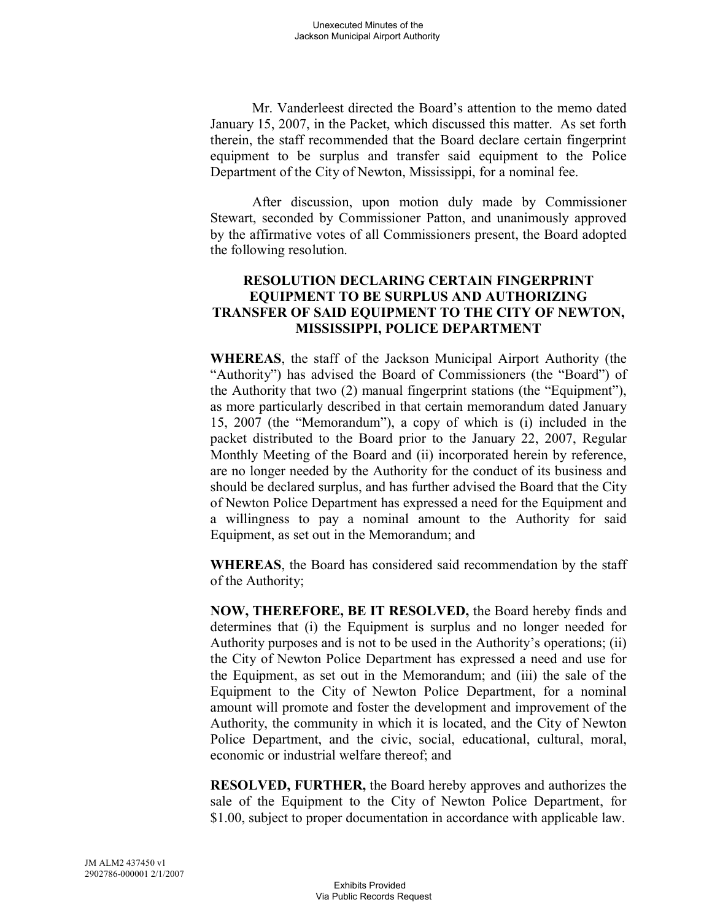Mr. Vanderleest directed the Board's attention to the memo dated January 15, 2007, in the Packet, which discussed this matter. As set forth therein, the staff recommended that the Board declare certain fingerprint equipment to be surplus and transfer said equipment to the Police Department of the City of Newton, Mississippi, for a nominal fee.

After discussion, upon motion duly made by Commissioner Stewart, seconded by Commissioner Patton, and unanimously approved by the affirmative votes of all Commissioners present, the Board adopted the following resolution.

**RESOLUTION DECLARING CERTAIN FINGERPRINT EQUIPMENT TO BE SURPLUS AND AUTHORIZING TRANSFER OF SAID EQUIPMENT TO THE CITY OF NEWTON, MISSISSIPPI, POLICE DEPARTMENT**

**WHEREAS**, the staff of the Jackson Municipal Airport Authority (the "Authority") has advised the Board of Commissioners (the "Board") of the Authority that two (2) manual fingerprint stations (the "Equipment"), as more particularly described in that certain memorandum dated January 15, 2007 (the "Memorandum"), a copy of which is (i) included in the packet distributed to the Board prior to the January 22, 2007, Regular Monthly Meeting of the Board and (ii) incorporated herein by reference, are no longer needed by the Authority for the conduct of its business and should be declared surplus, and has further advised the Board that the City of Newton Police Department has expressed a need for the Equipment and a willingness to pay a nominal amount to the Authority for said Equipment, as set out in the Memorandum; and

**WHEREAS**, the Board has considered said recommendation by the staff of the Authority;

**NOW, THEREFORE, BE IT RESOLVED,** the Board hereby finds and determines that (i) the Equipment is surplus and no longer needed for Authority purposes and is not to be used in the Authority's operations; (ii) the City of Newton Police Department has expressed a need and use for the Equipment, as set out in the Memorandum; and (iii) the sale of the Equipment to the City of Newton Police Department, for a nominal amount will promote and foster the development and improvement of the Authority, the community in which it is located, and the City of Newton Police Department, and the civic, social, educational, cultural, moral, economic or industrial welfare thereof; and

**RESOLVED, FURTHER,** the Board hereby approves and authorizes the sale of the Equipment to the City of Newton Police Department, for $1.00, subject to proper documentation in accordance with applicable law.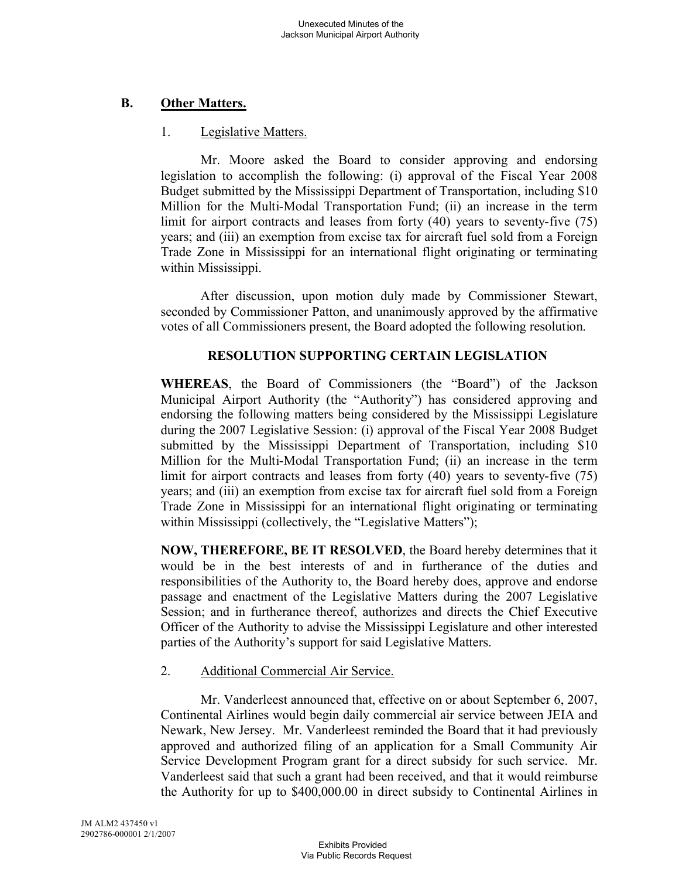## B. Other Matters.

### 1. Legislative Matters.

Mr. Moore asked the Board to consider approving and endorsing legislation to accomplish the following: (i) approval of the Fiscal Year 2008 Budget submitted by the Mississippi Department of Transportation, including $10 Million for the Multi-Modal Transportation Fund; (ii) an increase in the term limit for airport contracts and leases from forty (40) years to seventy-five (75) years; and (iii) an exemption from excise tax for aircraft fuel sold from a Foreign Trade Zone in Mississippi for an international flight originating or terminating within Mississippi.

After discussion, upon motion duly made by Commissioner Stewart, seconded by Commissioner Patton, and unanimously approved by the affirmative votes of all Commissioners present, the Board adopted the following resolution.

**RESOLUTION SUPPORTING CERTAIN LEGISLATION**

**WHEREAS**, the Board of Commissioners (the "Board") of the Jackson Municipal Airport Authority (the "Authority") has considered approving and endorsing the following matters being considered by the Mississippi Legislature during the 2007 Legislative Session: (i) approval of the Fiscal Year 2008 Budget submitted by the Mississippi Department of Transportation, including $10 Million for the Multi-Modal Transportation Fund; (ii) an increase in the term limit for airport contracts and leases from forty (40) years to seventy-five (75) years; and (iii) an exemption from excise tax for aircraft fuel sold from a Foreign Trade Zone in Mississippi for an international flight originating or terminating within Mississippi (collectively, the "Legislative Matters");

**NOW, THEREFORE, BE IT RESOLVED**, the Board hereby determines that it would be in the best interests of and in furtherance of the duties and responsibilities of the Authority to, the Board hereby does, approve and endorse passage and enactment of the Legislative Matters during the 2007 Legislative Session; and in furtherance thereof, authorizes and directs the Chief Executive Officer of the Authority to advise the Mississippi Legislature and other interested parties of the Authority's support for said Legislative Matters.

### 2. Additional Commercial Air Service.

Mr. Vanderleest announced that, effective on or about September 6, 2007, Continental Airlines would begin daily commercial air service between JEIA and Newark, New Jersey. Mr. Vanderleest reminded the Board that it had previously approved and authorized filing of an application for a Small Community Air Service Development Program grant for a direct subsidy for such service. Mr. Vanderleest said that such a grant had been received, and that it would reimburse the Authority for up to $400,000.00 in direct subsidy to Continental Airlines in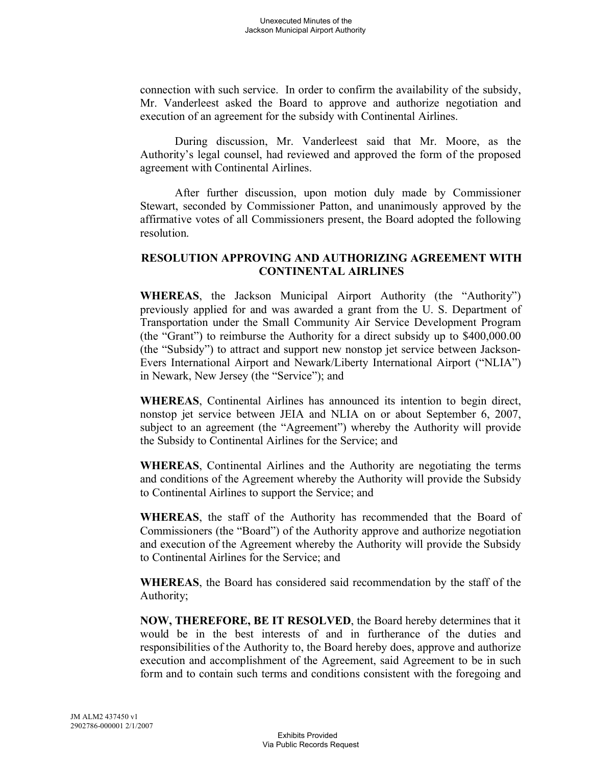connection with such service. In order to confirm the availability of the subsidy, Mr. Vanderleest asked the Board to approve and authorize negotiation and execution of an agreement for the subsidy with Continental Airlines.

During discussion, Mr. Vanderleest said that Mr. Moore, as the Authority's legal counsel, had reviewed and approved the form of the proposed agreement with Continental Airlines.

After further discussion, upon motion duly made by Commissioner Stewart, seconded by Commissioner Patton, and unanimously approved by the affirmative votes of all Commissioners present, the Board adopted the following resolution.

**RESOLUTION APPROVING AND AUTHORIZING AGREEMENT WITH CONTINENTAL AIRLINES**

**WHEREAS**, the Jackson Municipal Airport Authority (the "Authority") previously applied for and was awarded a grant from the U. S. Department of Transportation under the Small Community Air Service Development Program (the "Grant") to reimburse the Authority for a direct subsidy up to $400,000.00 (the "Subsidy") to attract and support new nonstop jet service between Jackson-Evers International Airport and Newark/Liberty International Airport ("NLIA") in Newark, New Jersey (the "Service"); and

**WHEREAS**, Continental Airlines has announced its intention to begin direct, nonstop jet service between JEIA and NLIA on or about September 6, 2007, subject to an agreement (the "Agreement") whereby the Authority will provide the Subsidy to Continental Airlines for the Service; and

**WHEREAS**, Continental Airlines and the Authority are negotiating the terms and conditions of the Agreement whereby the Authority will provide the Subsidy to Continental Airlines to support the Service; and

**WHEREAS**, the staff of the Authority has recommended that the Board of Commissioners (the "Board") of the Authority approve and authorize negotiation and execution of the Agreement whereby the Authority will provide the Subsidy to Continental Airlines for the Service; and

**WHEREAS**, the Board has considered said recommendation by the staff of the Authority;

**NOW, THEREFORE, BE IT RESOLVED**, the Board hereby determines that it would be in the best interests of and in furtherance of the duties and responsibilities of the Authority to, the Board hereby does, approve and authorize execution and accomplishment of the Agreement, said Agreement to be in such form and to contain such terms and conditions consistent with the foregoing and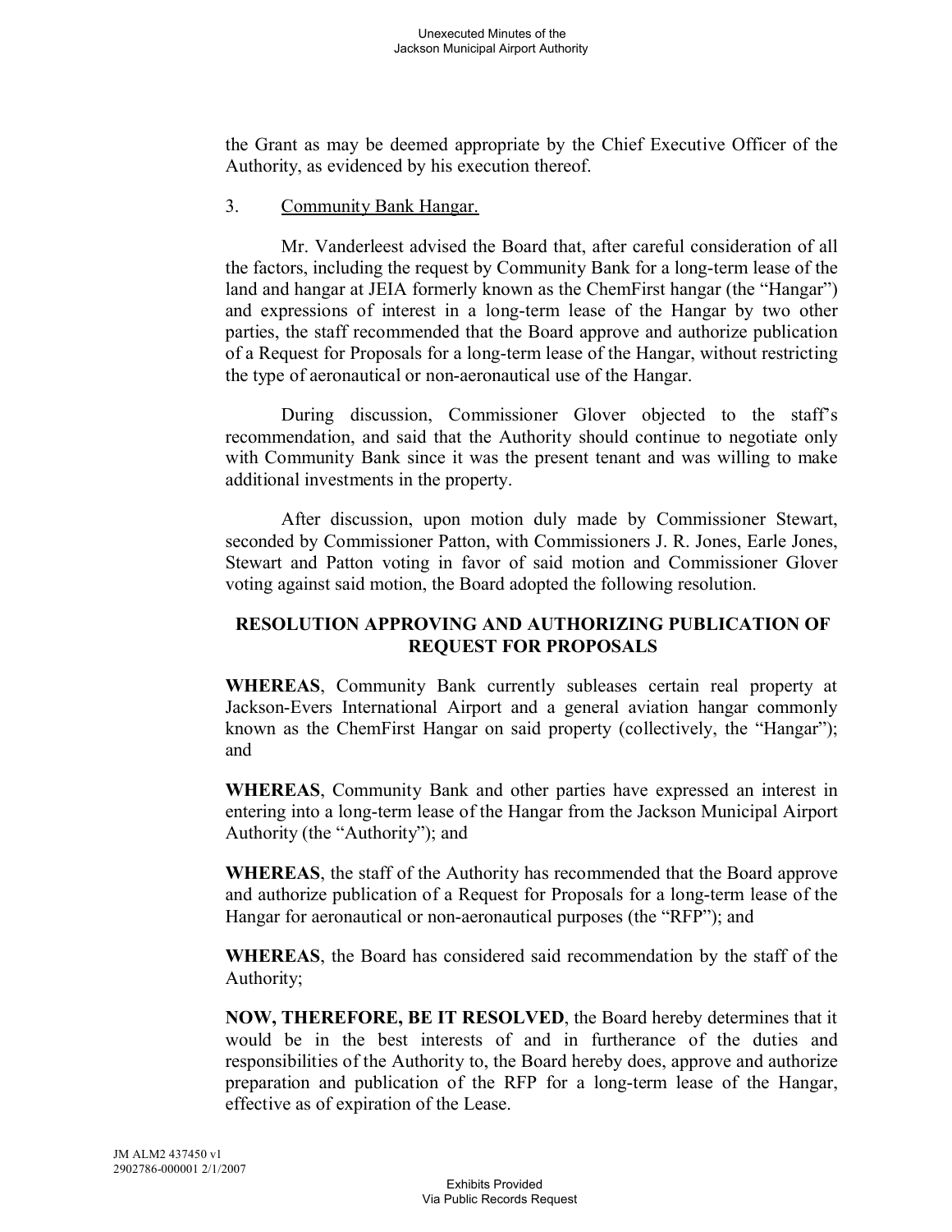the Grant as may be deemed appropriate by the Chief Executive Officer of the Authority, as evidenced by his execution thereof.

3. Community Bank Hangar.

Mr. Vanderleest advised the Board that, after careful consideration of all the factors, including the request by Community Bank for a long-term lease of the land and hangar at JEIA formerly known as the ChemFirst hangar (the "Hangar") and expressions of interest in a long-term lease of the Hangar by two other parties, the staff recommended that the Board approve and authorize publication of a Request for Proposals for a long-term lease of the Hangar, without restricting the type of aeronautical or non-aeronautical use of the Hangar.

During discussion, Commissioner Glover objected to the staff's recommendation, and said that the Authority should continue to negotiate only with Community Bank since it was the present tenant and was willing to make additional investments in the property.

After discussion, upon motion duly made by Commissioner Stewart, seconded by Commissioner Patton, with Commissioners J. R. Jones, Earle Jones, Stewart and Patton voting in favor of said motion and Commissioner Glover voting against said motion, the Board adopted the following resolution.

**RESOLUTION APPROVING AND AUTHORIZING PUBLICATION OF REQUEST FOR PROPOSALS**

**WHEREAS**, Community Bank currently subleases certain real property at Jackson-Evers International Airport and a general aviation hangar commonly known as the ChemFirst Hangar on said property (collectively, the "Hangar"); and

**WHEREAS**, Community Bank and other parties have expressed an interest in entering into a long-term lease of the Hangar from the Jackson Municipal Airport Authority (the "Authority"); and

**WHEREAS**, the staff of the Authority has recommended that the Board approve and authorize publication of a Request for Proposals for a long-term lease of the Hangar for aeronautical or non-aeronautical purposes (the "RFP"); and

**WHEREAS**, the Board has considered said recommendation by the staff of the Authority;

**NOW, THEREFORE, BE IT RESOLVED**, the Board hereby determines that it would be in the best interests of and in furtherance of the duties and responsibilities of the Authority to, the Board hereby does, approve and authorize preparation and publication of the RFP for a long-term lease of the Hangar, effective as of expiration of the Lease.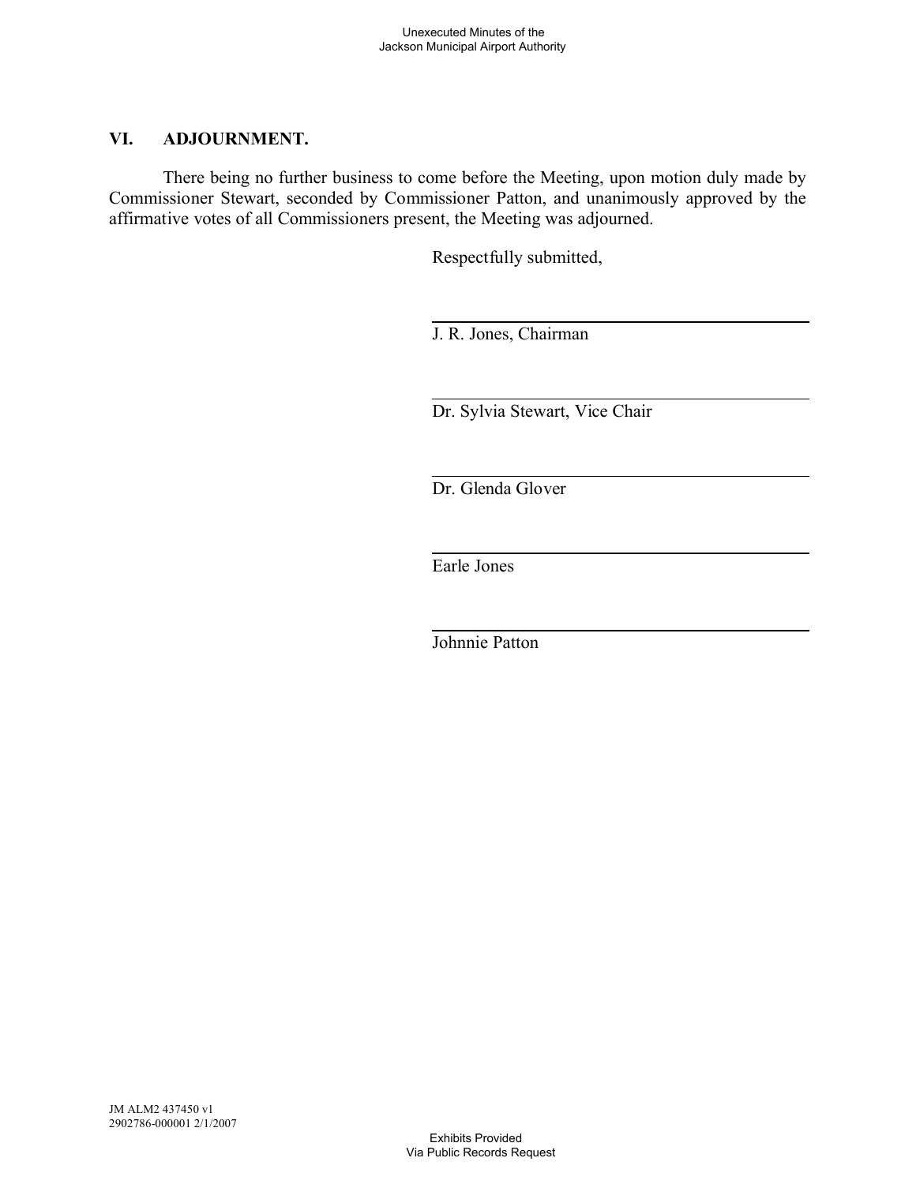## VI. ADJOURNMENT.

There being no further business to come before the Meeting, upon motion duly made by Commissioner Stewart, seconded by Commissioner Patton, and unanimously approved by the affirmative votes of all Commissioners present, the Meeting was adjourned.

Respectfully submitted,

\_\_\_\_\_\_\_\_\_\_\_\_\_\_\_\_\_\_\_\_\_\_\_\_\_\_\_\_\_\_\_\_\_\_\_\_

J. R. Jones, Chairman

\_\_\_\_\_\_\_\_\_\_\_\_\_\_\_\_\_\_\_\_\_\_\_\_\_\_\_\_\_\_\_\_\_\_\_\_

Dr. Sylvia Stewart, Vice Chair

\_\_\_\_\_\_\_\_\_\_\_\_\_\_\_\_\_\_\_\_\_\_\_\_\_\_\_\_\_\_\_\_\_\_\_\_

Dr. Glenda Glover

\_\_\_\_\_\_\_\_\_\_\_\_\_\_\_\_\_\_\_\_\_\_\_\_\_\_\_\_\_\_\_\_\_\_\_\_

Earle Jones

\_\_\_\_\_\_\_\_\_\_\_\_\_\_\_\_\_\_\_\_\_\_\_\_\_\_\_\_\_\_\_\_\_\_\_\_

Johnnie Patton

JM ALM2 437450 v1
2902786-000001 2/1/2007

Exhibits Provided
Via Public Records Request